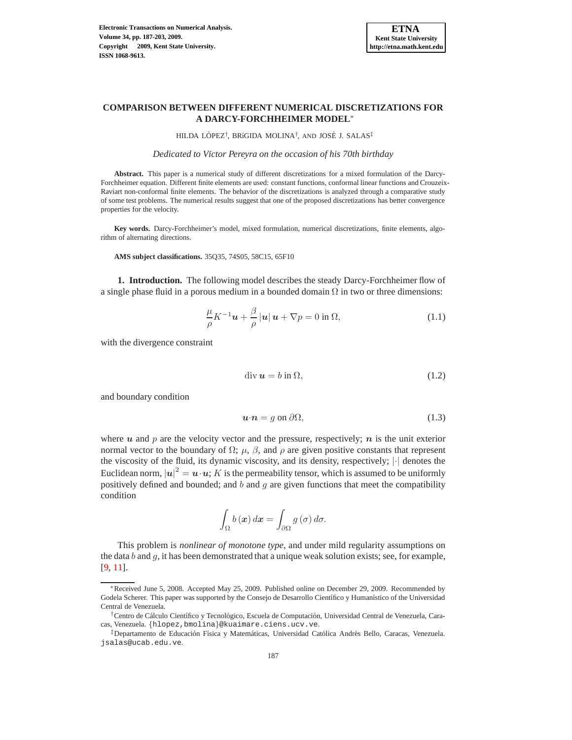# COMPARISON BETWEEN DIFFERENT NUMERICAL DISCRETIZATIONS FOR A DARCY-FORCHHEIMER MODEL*

HILDA LÓPEZ†, BRíGIDA MOLINA†, AND JOSÉ J. SALAS‡

*Dedicated to Víctor Pereyra on the occasion of his 70th birthday*

**Abstract.** This paper is a numerical study of different discretizations for a mixed formulation of the Darcy-Forchheimer equation. Different finite elements are used: constant functions, conformal linear functions and Crouzeix-Raviart non-conformal finite elements. The behavior of the discretizations is analyzed through a comparative study of some test problems. The numerical results suggest that one of the proposed discretizations has better convergence properties for the velocity.

**Key words.** Darcy-Forchheimer's model, mixed formulation, numerical discretizations, finite elements, algorithm of alternating directions.

**AMS subject classifications.** 35Q35, 74S05, 58C15, 65F10

**1. Introduction.** The following model describes the steady Darcy-Forchheimer flow of a single phase fluid in a porous medium in a bounded domain $\Omega$ in two or three dimensions:

$$\frac{\mu}{\rho}K^{-1}\boldsymbol{u} + \frac{\beta}{\rho}\left|\boldsymbol{u}\right|\boldsymbol{u} + \nabla p = 0 \text{ in } \Omega, \tag{1.1}$$

with the divergence constraint

$$\operatorname{div}\boldsymbol{u} = b \text{ in } \Omega, \tag{1.2}$$

and boundary condition

$$\boldsymbol{u}{\cdot}\boldsymbol{n} = g \text{ on } \partial\Omega, \tag{1.3}$$

where $\boldsymbol{u}$ and $p$ are the velocity vector and the pressure, respectively; $\boldsymbol{n}$ is the unit exterior normal vector to the boundary of $\Omega$; $\mu$, $\beta$, and $\rho$ are given positive constants that represent the viscosity of the fluid, its dynamic viscosity, and its density, respectively; $|\cdot|$ denotes the Euclidean norm, $|\boldsymbol{u}|^2 = \boldsymbol{u}\cdot\boldsymbol{u}$; $K$ is the permeability tensor, which is assumed to be uniformly positively defined and bounded; and $b$ and $g$ are given functions that meet the compatibility condition

$$\int_{\Omega} b\left(\boldsymbol{x}\right)d\boldsymbol{x} = \int_{\partial\Omega} g\left(\sigma\right)d\sigma.$$

This problem is *nonlinear of monotone type*, and under mild regularity assumptions on the data $b$ and $g$, it has been demonstrated that a unique weak solution exists; see, for example, [9, 11].

---

*Received June 5, 2008. Accepted May 25, 2009. Published online on December 29, 2009. Recommended by Godela Scherer. This paper was supported by the Consejo de Desarrollo Científico y Humanístico of the Universidad Central de Venezuela.

†Centro de Cálculo Científico y Tecnológico, Escuela de Computación, Universidad Central de Venezuela, Caracas, Venezuela. {hlopez,bmolina}@kuaimare.ciens.ucv.ve.

‡Departamento de Educación Física y Matemáticas, Universidad Católica Andrés Bello, Caracas, Venezuela. jsalas@ucab.edu.ve.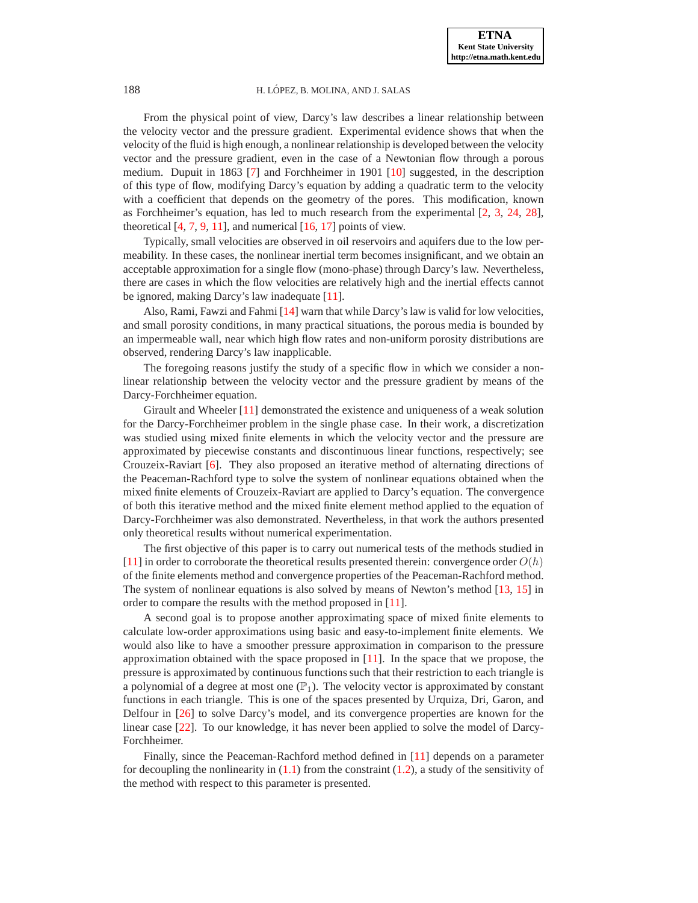From the physical point of view, Darcy's law describes a linear relationship between the velocity vector and the pressure gradient. Experimental evidence shows that when the velocity of the fluid is high enough, a nonlinear relationship is developed between the velocity vector and the pressure gradient, even in the case of a Newtonian flow through a porous medium. Dupuit in 1863 [7] and Forchheimer in 1901 [10] suggested, in the description of this type of flow, modifying Darcy's equation by adding a quadratic term to the velocity with a coefficient that depends on the geometry of the pores. This modification, known as Forchheimer's equation, has led to much research from the experimental [2, 3, 24, 28], theoretical [4, 7, 9, 11], and numerical [16, 17] points of view.

Typically, small velocities are observed in oil reservoirs and aquifers due to the low permeability. In these cases, the nonlinear inertial term becomes insignificant, and we obtain an acceptable approximation for a single flow (mono-phase) through Darcy's law. Nevertheless, there are cases in which the flow velocities are relatively high and the inertial effects cannot be ignored, making Darcy's law inadequate [11].

Also, Rami, Fawzi and Fahmi [14] warn that while Darcy's law is valid for low velocities, and small porosity conditions, in many practical situations, the porous media is bounded by an impermeable wall, near which high flow rates and non-uniform porosity distributions are observed, rendering Darcy's law inapplicable.

The foregoing reasons justify the study of a specific flow in which we consider a nonlinear relationship between the velocity vector and the pressure gradient by means of the Darcy-Forchheimer equation.

Girault and Wheeler [11] demonstrated the existence and uniqueness of a weak solution for the Darcy-Forchheimer problem in the single phase case. In their work, a discretization was studied using mixed finite elements in which the velocity vector and the pressure are approximated by piecewise constants and discontinuous linear functions, respectively; see Crouzeix-Raviart [6]. They also proposed an iterative method of alternating directions of the Peaceman-Rachford type to solve the system of nonlinear equations obtained when the mixed finite elements of Crouzeix-Raviart are applied to Darcy's equation. The convergence of both this iterative method and the mixed finite element method applied to the equation of Darcy-Forchheimer was also demonstrated. Nevertheless, in that work the authors presented only theoretical results without numerical experimentation.

The first objective of this paper is to carry out numerical tests of the methods studied in [11] in order to corroborate the theoretical results presented therein: convergence order $O(h)$ of the finite elements method and convergence properties of the Peaceman-Rachford method. The system of nonlinear equations is also solved by means of Newton's method [13, 15] in order to compare the results with the method proposed in [11].

A second goal is to propose another approximating space of mixed finite elements to calculate low-order approximations using basic and easy-to-implement finite elements. We would also like to have a smoother pressure approximation in comparison to the pressure approximation obtained with the space proposed in [11]. In the space that we propose, the pressure is approximated by continuous functions such that their restriction to each triangle is a polynomial of a degree at most one ($\mathbb{P}_1$). The velocity vector is approximated by constant functions in each triangle. This is one of the spaces presented by Urquiza, Dri, Garon, and Delfour in [26] to solve Darcy's model, and its convergence properties are known for the linear case [22]. To our knowledge, it has never been applied to solve the model of Darcy-Forchheimer.

Finally, since the Peaceman-Rachford method defined in [11] depends on a parameter for decoupling the nonlinearity in (1.1) from the constraint (1.2), a study of the sensitivity of the method with respect to this parameter is presented.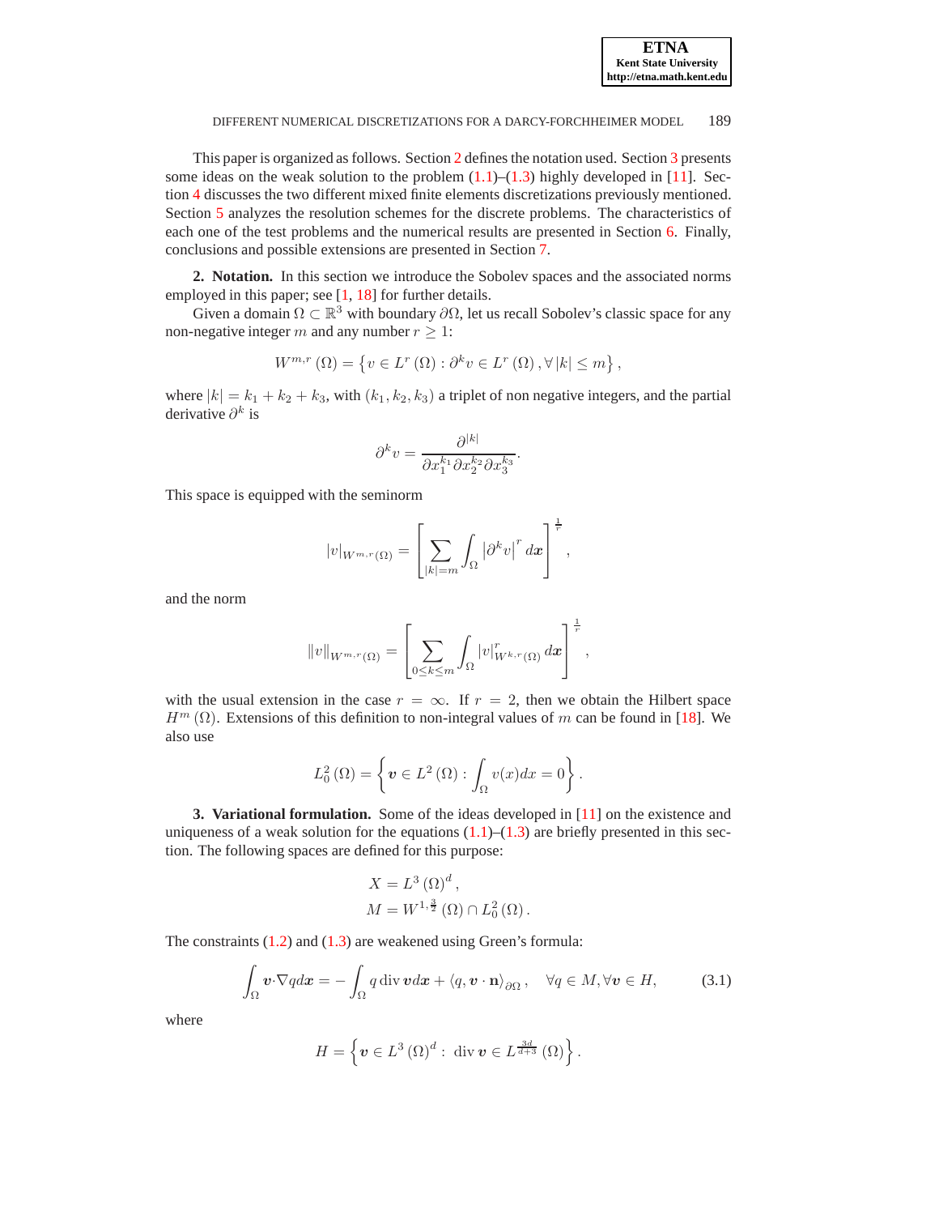This paper is organized as follows. Section 2 defines the notation used. Section 3 presents some ideas on the weak solution to the problem (1.1)–(1.3) highly developed in [11]. Section 4 discusses the two different mixed finite elements discretizations previously mentioned. Section 5 analyzes the resolution schemes for the discrete problems. The characteristics of each one of the test problems and the numerical results are presented in Section 6. Finally, conclusions and possible extensions are presented in Section 7.

## 2. Notation.

In this section we introduce the Sobolev spaces and the associated norms employed in this paper; see [1, 18] for further details.

Given a domain $\Omega \subset \mathbb{R}^3$ with boundary $\partial\Omega$, let us recall Sobolev's classic space for any non-negative integer $m$ and any number $r \geq 1$:

$$W^{m,r}(\Omega) = \left\{ v \in L^r(\Omega) : \partial^k v \in L^r(\Omega), \forall |k| \leq m \right\},$$

where $|k| = k_1 + k_2 + k_3$, with $(k_1, k_2, k_3)$ a triplet of non negative integers, and the partial derivative $\partial^k$ is

$$\partial^k v = \frac{\partial^{|k|}}{\partial x_1^{k_1} \partial x_2^{k_2} \partial x_3^{k_3}}.$$

This space is equipped with the seminorm

$$|v|_{W^{m,r}(\Omega)} = \left[ \sum_{|k|=m} \int_\Omega \left| \partial^k v \right|^r d\boldsymbol{x} \right]^{\frac{1}{r}},$$

and the norm

$$\|v\|_{W^{m,r}(\Omega)} = \left[ \sum_{0 \leq k \leq m} \int_\Omega |v|^r_{W^{k,r}(\Omega)} d\boldsymbol{x} \right]^{\frac{1}{r}},$$

with the usual extension in the case $r = \infty$. If $r = 2$, then we obtain the Hilbert space $H^m(\Omega)$. Extensions of this definition to non-integral values of $m$ can be found in [18]. We also use

$$L_0^2(\Omega) = \left\{ \boldsymbol{v} \in L^2(\Omega) : \int_\Omega v(x) dx = 0 \right\}.$$

## 3. Variational formulation.

Some of the ideas developed in [11] on the existence and uniqueness of a weak solution for the equations (1.1)–(1.3) are briefly presented in this section. The following spaces are defined for this purpose:

$$\begin{aligned} X &= L^3(\Omega)^d, \\ M &= W^{1,\frac{3}{2}}(\Omega) \cap L_0^2(\Omega). \end{aligned}$$

The constraints (1.2) and (1.3) are weakened using Green's formula:

$$\int_\Omega \boldsymbol{v} \cdot \nabla q d\boldsymbol{x} = -\int_\Omega q \operatorname{div} \boldsymbol{v} d\boldsymbol{x} + \langle q, \boldsymbol{v} \cdot \mathbf{n} \rangle_{\partial\Omega}, \quad \forall q \in M, \forall \boldsymbol{v} \in H, \tag{3.1}$$

where

$$H = \left\{ \boldsymbol{v} \in L^3(\Omega)^d : \operatorname{div} \boldsymbol{v} \in L^{\frac{3d}{d+3}}(\Omega) \right\}.$$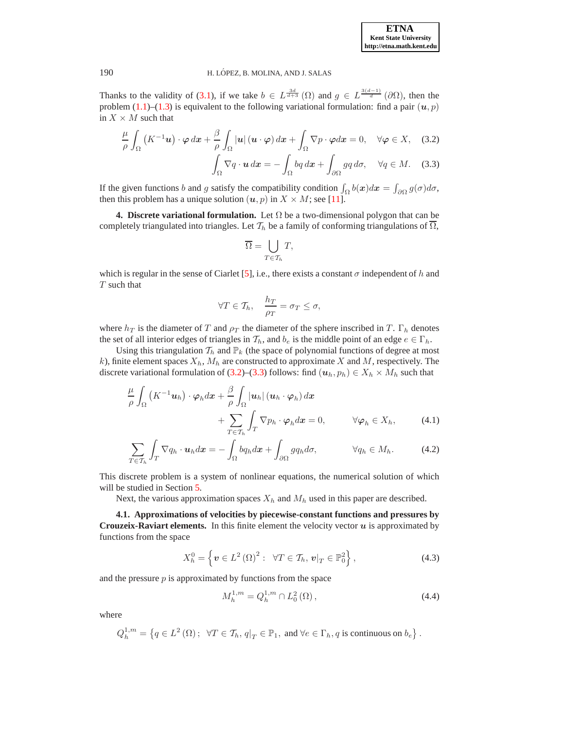Thanks to the validity of (3.1), if we take $b \in L^{\frac{3d}{d+3}}(\Omega)$ and $g \in L^{\frac{3(d-1)}{d}}(\partial\Omega)$, then the problem (1.1)–(1.3) is equivalent to the following variational formulation: find a pair $(\boldsymbol{u}, p)$ in $X \times M$ such that

$$\frac{\mu}{\rho}\int_{\Omega}\left(K^{-1}\boldsymbol{u}\right)\cdot\boldsymbol{\varphi}\,d\boldsymbol{x} + \frac{\beta}{\rho}\int_{\Omega}|\boldsymbol{u}|\left(\boldsymbol{u}\cdot\boldsymbol{\varphi}\right)d\boldsymbol{x} + \int_{\Omega}\nabla p\cdot\boldsymbol{\varphi}d\boldsymbol{x} = 0, \quad \forall\boldsymbol{\varphi}\in X, \tag{3.2}$$

$$\int_{\Omega}\nabla q\cdot\boldsymbol{u}\,d\boldsymbol{x} = -\int_{\Omega}bq\,d\boldsymbol{x} + \int_{\partial\Omega}gq\,d\sigma, \quad \forall q\in M. \tag{3.3}$$

If the given functions $b$ and $g$ satisfy the compatibility condition $\int_{\Omega} b(\boldsymbol{x})d\boldsymbol{x} = \int_{\partial\Omega} g(\sigma)d\sigma$, then this problem has a unique solution $(\boldsymbol{u}, p)$ in $X \times M$; see [11].

**4. Discrete variational formulation.** Let $\Omega$ be a two-dimensional polygon that can be completely triangulated into triangles. Let $\mathcal{T}_h$ be a family of conforming triangulations of $\overline{\Omega}$,

$$\overline{\Omega} = \bigcup_{T\in\mathcal{T}_h} T,$$

which is regular in the sense of Ciarlet [5], i.e., there exists a constant $\sigma$ independent of $h$ and $T$ such that

$$\forall T\in\mathcal{T}_h, \quad \frac{h_T}{\rho_T} = \sigma_T \le \sigma,$$

where $h_T$ is the diameter of $T$ and $\rho_T$ the diameter of the sphere inscribed in $T$. $\Gamma_h$ denotes the set of all interior edges of triangles in $\mathcal{T}_h$, and $b_e$ is the middle point of an edge $e \in \Gamma_h$.

Using this triangulation $\mathcal{T}_h$ and $\mathbb{P}_k$ (the space of polynomial functions of degree at most $k$), finite element spaces $X_h$, $M_h$ are constructed to approximate $X$ and $M$, respectively. The discrete variational formulation of (3.2)–(3.3) follows: find $(\boldsymbol{u}_h, p_h) \in X_h \times M_h$ such that

$$\frac{\mu}{\rho}\int_{\Omega}\left(K^{-1}\boldsymbol{u}_h\right)\cdot\boldsymbol{\varphi}_h d\boldsymbol{x} + \frac{\beta}{\rho}\int_{\Omega}|\boldsymbol{u}_h|\left(\boldsymbol{u}_h\cdot\boldsymbol{\varphi}_h\right)d\boldsymbol{x} + \sum_{T\in\mathcal{T}_h}\int_T \nabla p_h\cdot\boldsymbol{\varphi}_h d\boldsymbol{x} = 0, \qquad \forall\boldsymbol{\varphi}_h\in X_h, \tag{4.1}$$

$$\sum_{T\in\mathcal{T}_h}\int_T \nabla q_h\cdot\boldsymbol{u}_h d\boldsymbol{x} = -\int_{\Omega} bq_h d\boldsymbol{x} + \int_{\partial\Omega} gq_h d\sigma, \qquad \forall q_h\in M_h. \tag{4.2}$$

This discrete problem is a system of nonlinear equations, the numerical solution of which will be studied in Section 5.

Next, the various approximation spaces $X_h$ and $M_h$ used in this paper are described.

**4.1. Approximations of velocities by piecewise-constant functions and pressures by Crouzeix-Raviart elements.** In this finite element the velocity vector $\boldsymbol{u}$ is approximated by functions from the space

$$X_h^0 = \left\{\boldsymbol{v}\in L^2(\Omega)^2 : \ \forall T\in\mathcal{T}_h, \boldsymbol{v}|_T\in\mathbb{P}_0^2\right\}, \tag{4.3}$$

and the pressure $p$ is approximated by functions from the space

$$M_h^{1,m} = Q_h^{1,m}\cap L_0^2(\Omega), \tag{4.4}$$

where

$$Q_h^{1,m} = \left\{q\in L^2(\Omega); \ \forall T\in\mathcal{T}_h, q|_T\in\mathbb{P}_1, \text{ and } \forall e\in\Gamma_h, q \text{ is continuous on } b_e\right\}.$$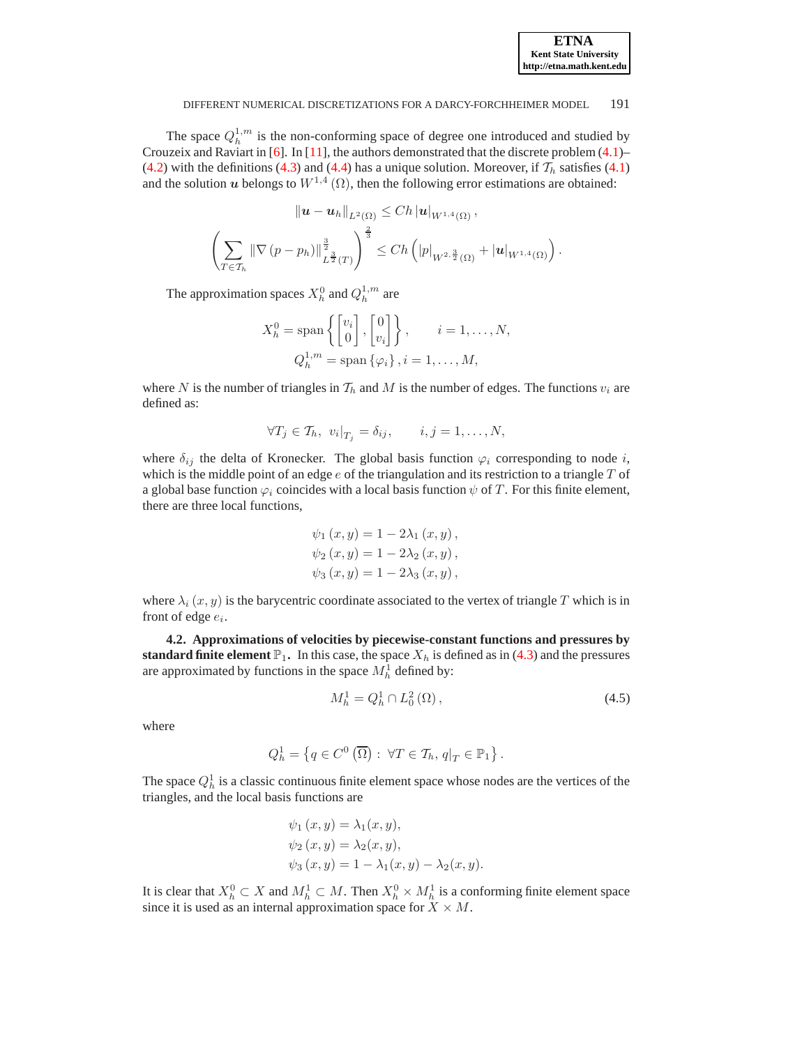The space $Q_h^{1,m}$ is the non-conforming space of degree one introduced and studied by Crouzeix and Raviart in [6]. In [11], the authors demonstrated that the discrete problem (4.1)–(4.2) with the definitions (4.3) and (4.4) has a unique solution. Moreover, if $\mathcal{T}_h$ satisfies (4.1) and the solution $\boldsymbol{u}$ belongs to $W^{1,4}(\Omega)$, then the following error estimations are obtained:

$$\|\boldsymbol{u} - \boldsymbol{u}_h\|_{L^2(\Omega)} \leq Ch\,|\boldsymbol{u}|_{W^{1,4}(\Omega)}\,,$$

$$\left(\sum_{T\in\mathcal{T}_h} \|\nabla(p-p_h)\|_{L^{\frac{3}{2}}(T)}^{\frac{3}{2}}\right)^{\frac{2}{3}} \leq Ch\left(|p|_{W^{2,\frac{3}{2}}(\Omega)} + |\boldsymbol{u}|_{W^{1,4}(\Omega)}\right).$$

The approximation spaces $X_h^0$ and $Q_h^{1,m}$ are

$$X_h^0 = \operatorname{span}\left\{\begin{bmatrix} v_i \\ 0 \end{bmatrix}, \begin{bmatrix} 0 \\ v_i \end{bmatrix}\right\}, \qquad i = 1,\ldots,N,$$

$$Q_h^{1,m} = \operatorname{span}\{\varphi_i\}\,, i = 1,\ldots,M,$$

where $N$ is the number of triangles in $\mathcal{T}_h$ and $M$ is the number of edges. The functions $v_i$ are defined as:

$$\forall T_j \in \mathcal{T}_h,\ v_i|_{T_j} = \delta_{ij}, \qquad i,j = 1,\ldots,N,$$

where $\delta_{ij}$ the delta of Kronecker. The global basis function $\varphi_i$ corresponding to node $i$, which is the middle point of an edge $e$ of the triangulation and its restriction to a triangle $T$ of a global base function $\varphi_i$ coincides with a local basis function $\psi$ of $T$. For this finite element, there are three local functions,

$$\psi_1(x,y) = 1 - 2\lambda_1(x,y)\,,$$
$$\psi_2(x,y) = 1 - 2\lambda_2(x,y)\,,$$
$$\psi_3(x,y) = 1 - 2\lambda_3(x,y)\,,$$

where $\lambda_i(x,y)$ is the barycentric coordinate associated to the vertex of triangle $T$ which is in front of edge $e_i$.

**4.2. Approximations of velocities by piecewise-constant functions and pressures by standard finite element** $\mathbb{P}_1$**.** In this case, the space $X_h$ is defined as in (4.3) and the pressures are approximated by functions in the space $M_h^1$ defined by:

$$M_h^1 = Q_h^1 \cap L_0^2(\Omega)\,, \tag{4.5}$$

where

$$Q_h^1 = \left\{q \in C^0\left(\overline{\Omega}\right) :\ \forall T \in \mathcal{T}_h,\, q|_T \in \mathbb{P}_1\right\}.$$

The space $Q_h^1$ is a classic continuous finite element space whose nodes are the vertices of the triangles, and the local basis functions are

$$\psi_1(x,y) = \lambda_1(x,y),$$
$$\psi_2(x,y) = \lambda_2(x,y),$$
$$\psi_3(x,y) = 1 - \lambda_1(x,y) - \lambda_2(x,y).$$

It is clear that $X_h^0 \subset X$ and $M_h^1 \subset M$. Then $X_h^0 \times M_h^1$ is a conforming finite element space since it is used as an internal approximation space for $X \times M$.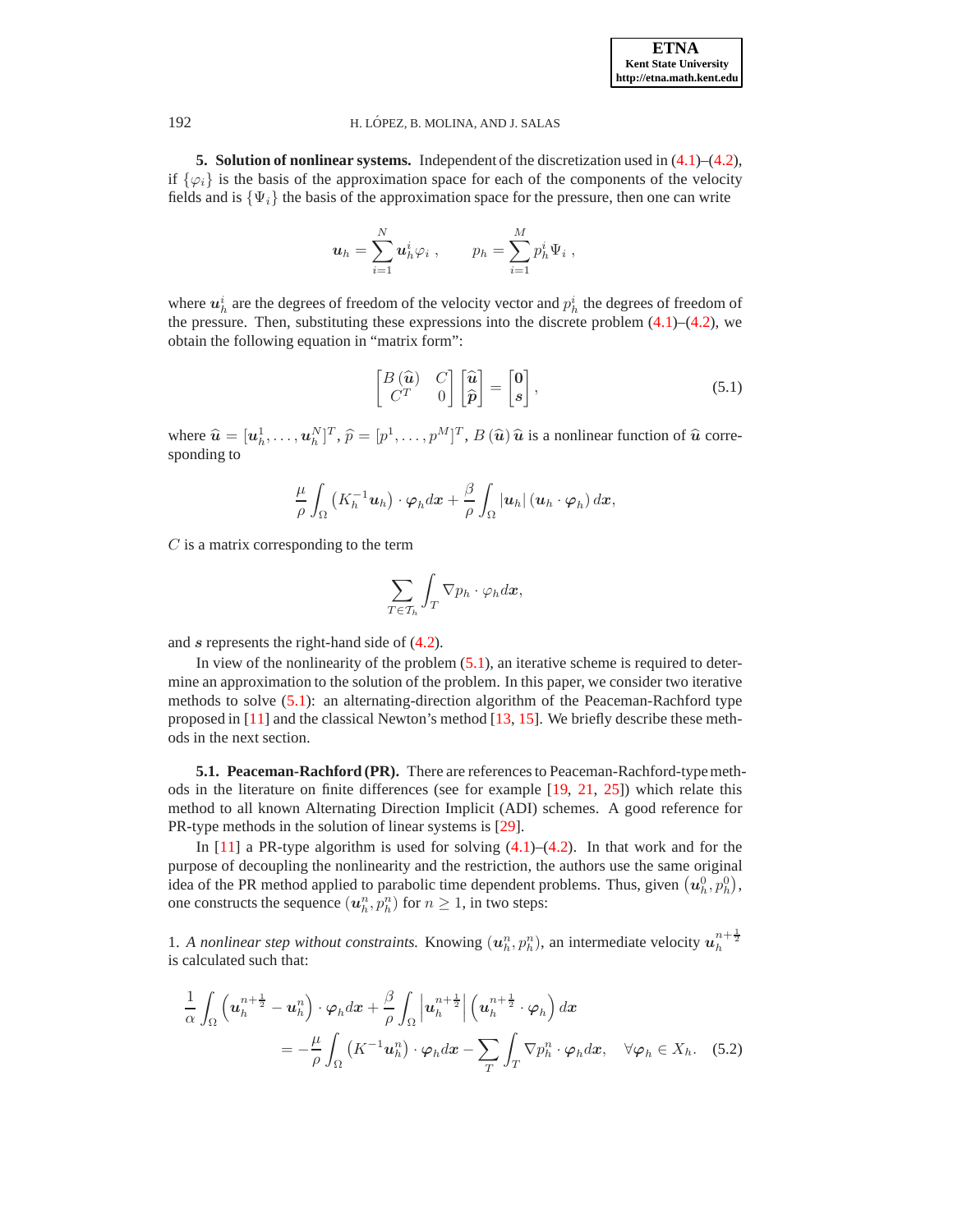## 5. Solution of nonlinear systems.

Independent of the discretization used in (4.1)–(4.2), if $\{\varphi_i\}$ is the basis of the approximation space for each of the components of the velocity fields and is $\{\Psi_i\}$ the basis of the approximation space for the pressure, then one can write

$$\boldsymbol{u}_h = \sum_{i=1}^{N} \boldsymbol{u}_h^i \varphi_i \ , \qquad p_h = \sum_{i=1}^{M} p_h^i \Psi_i \ ,$$

where $\boldsymbol{u}_h^i$ are the degrees of freedom of the velocity vector and $p_h^i$ the degrees of freedom of the pressure. Then, substituting these expressions into the discrete problem (4.1)–(4.2), we obtain the following equation in "matrix form":

$$\begin{bmatrix} B\left(\widehat{\boldsymbol{u}}\right) & C \\ C^T & 0 \end{bmatrix} \begin{bmatrix} \widehat{\boldsymbol{u}} \\ \widehat{\boldsymbol{p}} \end{bmatrix} = \begin{bmatrix} \boldsymbol{0} \\ \boldsymbol{s} \end{bmatrix}, \tag{5.1}$$

where $\widehat{\boldsymbol{u}} = [\boldsymbol{u}_h^1, \ldots, \boldsymbol{u}_h^N]^T$, $\widehat{p} = [p^1, \ldots, p^M]^T$, $B\left(\widehat{\boldsymbol{u}}\right)\widehat{\boldsymbol{u}}$ is a nonlinear function of $\widehat{\boldsymbol{u}}$ corresponding to

$$\frac{\mu}{\rho} \int_\Omega \left(K_h^{-1} \boldsymbol{u}_h\right) \cdot \boldsymbol{\varphi}_h d\boldsymbol{x} + \frac{\beta}{\rho} \int_\Omega \left|\boldsymbol{u}_h\right| \left(\boldsymbol{u}_h \cdot \boldsymbol{\varphi}_h\right) d\boldsymbol{x},$$

$C$ is a matrix corresponding to the term

$$\sum_{T \in \mathcal{T}_h} \int_T \nabla p_h \cdot \varphi_h d\boldsymbol{x},$$

and $\boldsymbol{s}$ represents the right-hand side of (4.2).

In view of the nonlinearity of the problem (5.1), an iterative scheme is required to determine an approximation to the solution of the problem. In this paper, we consider two iterative methods to solve (5.1): an alternating-direction algorithm of the Peaceman-Rachford type proposed in [11] and the classical Newton's method [13, 15]. We briefly describe these methods in the next section.

### 5.1. Peaceman-Rachford (PR).

There are references to Peaceman-Rachford-type methods in the literature on finite differences (see for example [19, 21, 25]) which relate this method to all known Alternating Direction Implicit (ADI) schemes. A good reference for PR-type methods in the solution of linear systems is [29].

In [11] a PR-type algorithm is used for solving (4.1)–(4.2). In that work and for the purpose of decoupling the nonlinearity and the restriction, the authors use the same original idea of the PR method applied to parabolic time dependent problems. Thus, given $\left(\boldsymbol{u}_h^0, p_h^0\right)$, one constructs the sequence $\left(\boldsymbol{u}_h^n, p_h^n\right)$ for $n \geq 1$, in two steps:

1. *A nonlinear step without constraints.* Knowing $\left(\boldsymbol{u}_h^n, p_h^n\right)$, an intermediate velocity $\boldsymbol{u}_h^{n+\frac{1}{2}}$ is calculated such that:

$$\begin{aligned} \frac{1}{\alpha} \int_\Omega \left(\boldsymbol{u}_h^{n+\frac{1}{2}} - \boldsymbol{u}_h^n\right) \cdot \boldsymbol{\varphi}_h d\boldsymbol{x} + \frac{\beta}{\rho} \int_\Omega \left|\boldsymbol{u}_h^{n+\frac{1}{2}}\right| \left(\boldsymbol{u}_h^{n+\frac{1}{2}} \cdot \boldsymbol{\varphi}_h\right) d\boldsymbol{x} \\ = -\frac{\mu}{\rho} \int_\Omega \left(K^{-1} \boldsymbol{u}_h^n\right) \cdot \boldsymbol{\varphi}_h d\boldsymbol{x} - \sum_T \int_T \nabla p_h^n \cdot \boldsymbol{\varphi}_h d\boldsymbol{x}, \quad \forall \boldsymbol{\varphi}_h \in X_h. \end{aligned} \tag{5.2}$$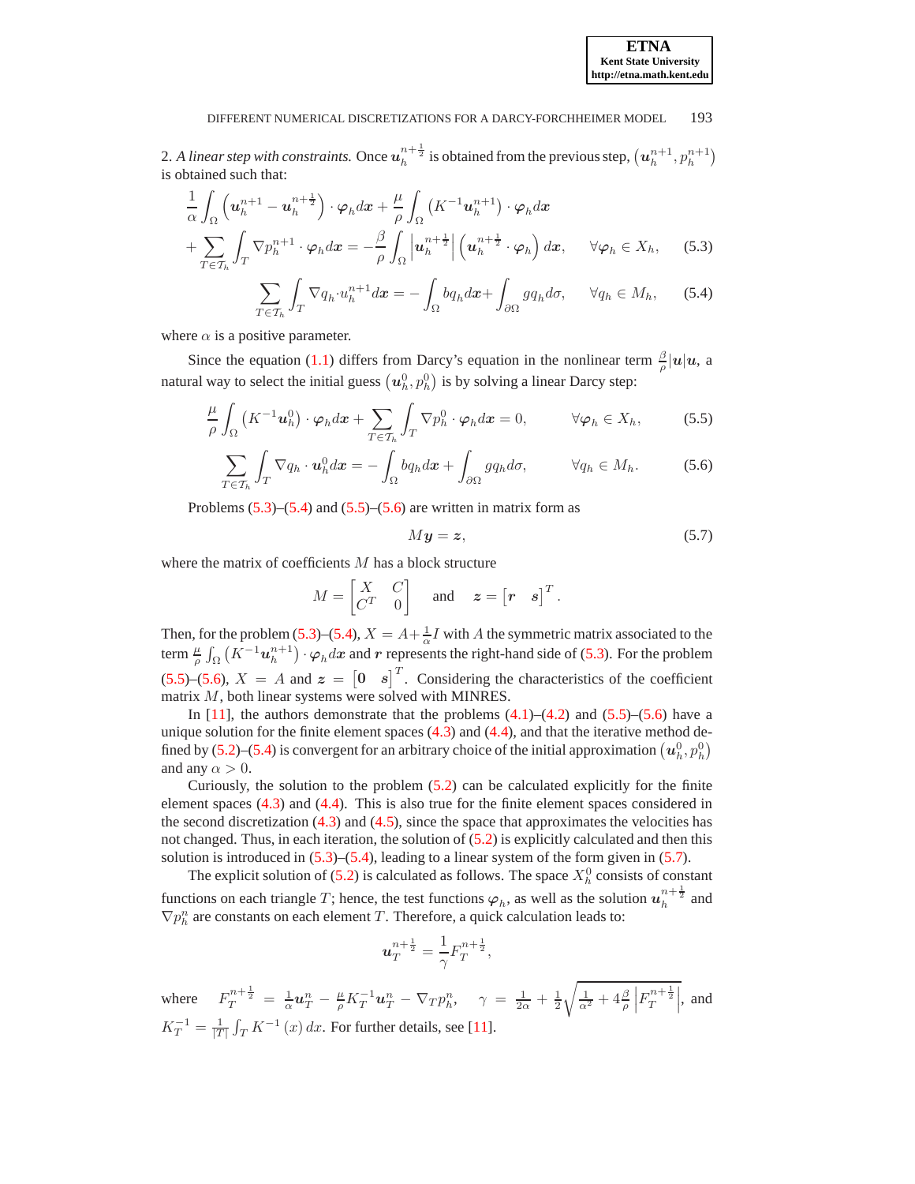2. *A linear step with constraints.* Once $\boldsymbol{u}_h^{n+\frac{1}{2}}$ is obtained from the previous step, $\left(\boldsymbol{u}_h^{n+1}, p_h^{n+1}\right)$ is obtained such that:

$$\frac{1}{\alpha}\int_\Omega \left(\boldsymbol{u}_h^{n+1} - \boldsymbol{u}_h^{n+\frac{1}{2}}\right)\cdot \boldsymbol{\varphi}_h d\boldsymbol{x} + \frac{\mu}{\rho}\int_\Omega \left(K^{-1}\boldsymbol{u}_h^{n+1}\right)\cdot \boldsymbol{\varphi}_h d\boldsymbol{x}$$
$$+ \sum_{T\in\mathcal{T}_h}\int_T \nabla p_h^{n+1}\cdot \boldsymbol{\varphi}_h d\boldsymbol{x} = -\frac{\beta}{\rho}\int_\Omega \left|\boldsymbol{u}_h^{n+\frac{1}{2}}\right|\left(\boldsymbol{u}_h^{n+\frac{1}{2}}\cdot \boldsymbol{\varphi}_h\right) d\boldsymbol{x}, \qquad \forall \boldsymbol{\varphi}_h \in X_h, \tag{5.3}$$

$$\sum_{T\in\mathcal{T}_h}\int_T \nabla q_h \cdot u_h^{n+1} d\boldsymbol{x} = -\int_\Omega b q_h d\boldsymbol{x} + \int_{\partial\Omega} g q_h d\sigma, \qquad \forall q_h \in M_h, \tag{5.4}$$

where $\alpha$ is a positive parameter.

Since the equation (1.1) differs from Darcy's equation in the nonlinear term $\frac{\beta}{\rho}|\boldsymbol{u}|\boldsymbol{u}$, a natural way to select the initial guess $\left(\boldsymbol{u}_h^0, p_h^0\right)$ is by solving a linear Darcy step:

$$\frac{\mu}{\rho}\int_\Omega \left(K^{-1}\boldsymbol{u}_h^0\right)\cdot \boldsymbol{\varphi}_h d\boldsymbol{x} + \sum_{T\in\mathcal{T}_h}\int_T \nabla p_h^0 \cdot \boldsymbol{\varphi}_h d\boldsymbol{x} = 0, \qquad \forall \boldsymbol{\varphi}_h \in X_h, \tag{5.5}$$

$$\sum_{T\in\mathcal{T}_h}\int_T \nabla q_h \cdot \boldsymbol{u}_h^0 d\boldsymbol{x} = -\int_\Omega b q_h d\boldsymbol{x} + \int_{\partial\Omega} g q_h d\sigma, \qquad \forall q_h \in M_h. \tag{5.6}$$

Problems (5.3)–(5.4) and (5.5)–(5.6) are written in matrix form as

$$M\boldsymbol{y} = \boldsymbol{z}, \tag{5.7}$$

where the matrix of coefficients $M$ has a block structure

$$M = \begin{bmatrix} X & C \\ C^T & 0 \end{bmatrix} \quad \text{and} \quad \boldsymbol{z} = \begin{bmatrix} \boldsymbol{r} & \boldsymbol{s} \end{bmatrix}^T.$$

Then, for the problem (5.3)–(5.4), $X = A + \frac{1}{\alpha}I$ with $A$ the symmetric matrix associated to the term $\frac{\mu}{\rho}\int_\Omega \left(K^{-1}\boldsymbol{u}_h^{n+1}\right)\cdot \boldsymbol{\varphi}_h d\boldsymbol{x}$ and $\boldsymbol{r}$ represents the right-hand side of (5.3). For the problem (5.5)–(5.6), $X = A$ and $\boldsymbol{z} = \begin{bmatrix} \boldsymbol{0} & \boldsymbol{s} \end{bmatrix}^T$. Considering the characteristics of the coefficient matrix $M$, both linear systems were solved with MINRES.

In [11], the authors demonstrate that the problems (4.1)–(4.2) and (5.5)–(5.6) have a unique solution for the finite element spaces (4.3) and (4.4), and that the iterative method defined by (5.2)–(5.4) is convergent for an arbitrary choice of the initial approximation $\left(\boldsymbol{u}_h^0, p_h^0\right)$ and any $\alpha > 0$.

Curiously, the solution to the problem (5.2) can be calculated explicitly for the finite element spaces (4.3) and (4.4). This is also true for the finite element spaces considered in the second discretization (4.3) and (4.5), since the space that approximates the velocities has not changed. Thus, in each iteration, the solution of (5.2) is explicitly calculated and then this solution is introduced in (5.3)–(5.4), leading to a linear system of the form given in (5.7).

The explicit solution of (5.2) is calculated as follows. The space $X_h^0$ consists of constant functions on each triangle $T$; hence, the test functions $\boldsymbol{\varphi}_h$, as well as the solution $\boldsymbol{u}_h^{n+\frac{1}{2}}$ and $\nabla p_h^n$ are constants on each element $T$. Therefore, a quick calculation leads to:

$$\boldsymbol{u}_T^{n+\frac{1}{2}} = \frac{1}{\gamma}F_T^{n+\frac{1}{2}},$$

where $F_T^{n+\frac{1}{2}} = \frac{1}{\alpha}\boldsymbol{u}_T^n - \frac{\mu}{\rho}K_T^{-1}\boldsymbol{u}_T^n - \nabla_T p_h^n$, $\gamma = \frac{1}{2\alpha} + \frac{1}{2}\sqrt{\frac{1}{\alpha^2} + 4\frac{\beta}{\rho}\left|F_T^{n+\frac{1}{2}}\right|}$, and $K_T^{-1} = \frac{1}{|T|}\int_T K^{-1}(x)\,dx$. For further details, see [11].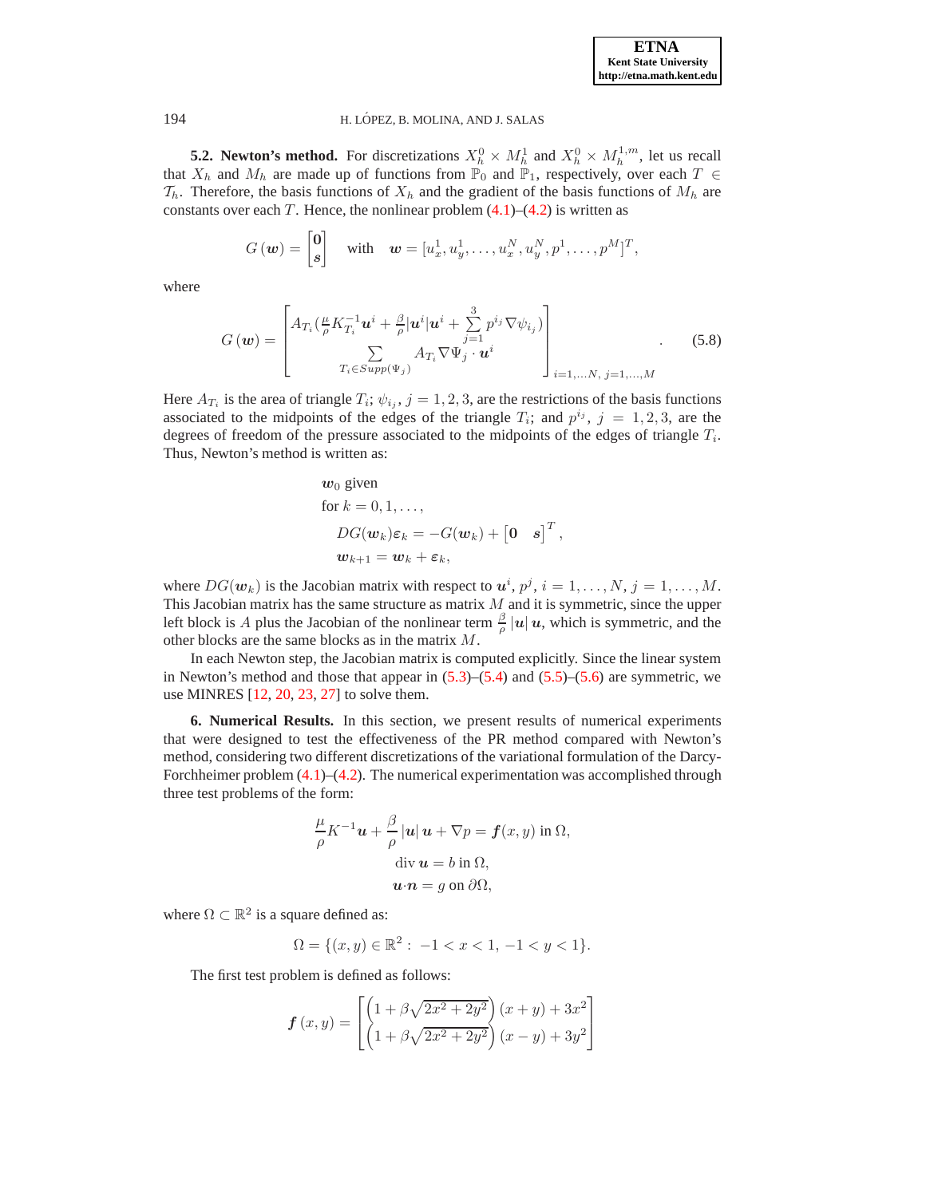**5.2. Newton's method.** For discretizations $X_h^0 \times M_h^1$ and $X_h^0 \times M_h^{1,m}$, let us recall that $X_h$ and $M_h$ are made up of functions from $\mathbb{P}_0$ and $\mathbb{P}_1$, respectively, over each $T \in \mathcal{T}_h$. Therefore, the basis functions of $X_h$ and the gradient of the basis functions of $M_h$ are constants over each $T$. Hence, the nonlinear problem (4.1)–(4.2) is written as

$$G(\boldsymbol{w}) = \begin{bmatrix} \mathbf{0} \\ \boldsymbol{s} \end{bmatrix} \quad \text{with} \quad \boldsymbol{w} = [u_x^1, u_y^1, \ldots, u_x^N, u_y^N, p^1, \ldots, p^M]^T,$$

where

$$G(\boldsymbol{w}) = \begin{bmatrix} A_{T_i}\left(\frac{\mu}{\rho} K_{T_i}^{-1} \boldsymbol{u}^i + \frac{\beta}{\rho} |\boldsymbol{u}^i| \boldsymbol{u}^i + \sum_{j=1}^{3} p^{i_j} \nabla \psi_{i_j}\right) \\ \sum_{T_i \in Supp(\Psi_j)} A_{T_i} \nabla \Psi_j \cdot \boldsymbol{u}^i \end{bmatrix}_{i=1,\ldots N,\ j=1,\ldots,M} . \tag{5.8}$$

Here $A_{T_i}$ is the area of triangle $T_i$; $\psi_{i_j}$, $j = 1, 2, 3$, are the restrictions of the basis functions associated to the midpoints of the edges of the triangle $T_i$; and $p^{i_j}$, $j = 1, 2, 3$, are the degrees of freedom of the pressure associated to the midpoints of the edges of triangle $T_i$. Thus, Newton's method is written as:

$$\begin{aligned}
&\boldsymbol{w}_0 \text{ given} \\
&\text{for } k = 0, 1, \ldots, \\
&\quad DG(\boldsymbol{w}_k)\boldsymbol{\varepsilon}_k = -G(\boldsymbol{w}_k) + \begin{bmatrix} \mathbf{0} & \boldsymbol{s} \end{bmatrix}^T, \\
&\quad \boldsymbol{w}_{k+1} = \boldsymbol{w}_k + \boldsymbol{\varepsilon}_k,
\end{aligned}$$

where $DG(\boldsymbol{w}_k)$ is the Jacobian matrix with respect to $\boldsymbol{u}^i$, $p^j$, $i = 1, \ldots, N$, $j = 1, \ldots, M$. This Jacobian matrix has the same structure as matrix $M$ and it is symmetric, since the upper left block is $A$ plus the Jacobian of the nonlinear term $\frac{\beta}{\rho} |\boldsymbol{u}| \, \boldsymbol{u}$, which is symmetric, and the other blocks are the same blocks as in the matrix $M$.

In each Newton step, the Jacobian matrix is computed explicitly. Since the linear system in Newton's method and those that appear in (5.3)–(5.4) and (5.5)–(5.6) are symmetric, we use MINRES [12, 20, 23, 27] to solve them.

**6. Numerical Results.** In this section, we present results of numerical experiments that were designed to test the effectiveness of the PR method compared with Newton's method, considering two different discretizations of the variational formulation of the Darcy-Forchheimer problem (4.1)–(4.2). The numerical experimentation was accomplished through three test problems of the form:

$$\begin{aligned}
\frac{\mu}{\rho} K^{-1} \boldsymbol{u} + \frac{\beta}{\rho} |\boldsymbol{u}| \, \boldsymbol{u} + \nabla p &= \boldsymbol{f}(x, y) \text{ in } \Omega, \\
\operatorname{div} \boldsymbol{u} &= b \text{ in } \Omega, \\
\boldsymbol{u} \cdot \boldsymbol{n} &= g \text{ on } \partial\Omega,
\end{aligned}$$

where $\Omega \subset \mathbb{R}^2$ is a square defined as:

$$\Omega = \{(x, y) \in \mathbb{R}^2 : \ -1 < x < 1, \ -1 < y < 1\}.$$

The first test problem is defined as follows:

$$\boldsymbol{f}(x, y) = \begin{bmatrix} \left(1 + \beta\sqrt{2x^2 + 2y^2}\right)(x + y) + 3x^2 \\ \left(1 + \beta\sqrt{2x^2 + 2y^2}\right)(x - y) + 3y^2 \end{bmatrix}$$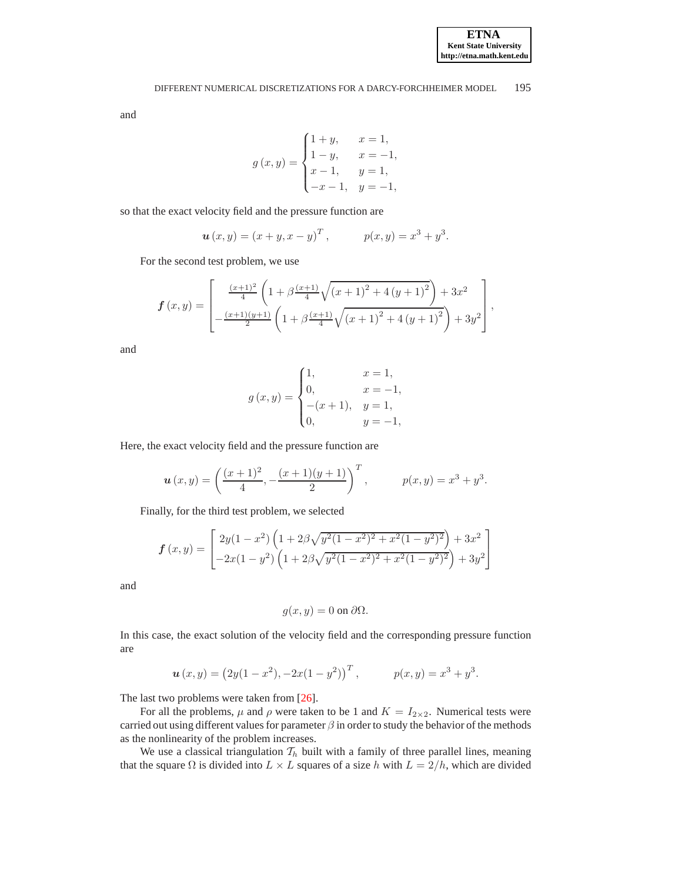and

$$
g(x,y) = \begin{cases} 1+y, & x=1, \\ 1-y, & x=-1, \\ x-1, & y=1, \\ -x-1, & y=-1, \end{cases}
$$

so that the exact velocity field and the pressure function are

$$
\boldsymbol{u}(x,y) = (x+y, x-y)^T, \qquad p(x,y) = x^3 + y^3.
$$

For the second test problem, we use

$$
\boldsymbol{f}(x,y) = \begin{bmatrix} \frac{(x+1)^2}{4}\left(1+\beta\frac{(x+1)}{4}\sqrt{(x+1)^2+4(y+1)^2}\right)+3x^2 \\ -\frac{(x+1)(y+1)}{2}\left(1+\beta\frac{(x+1)}{4}\sqrt{(x+1)^2+4(y+1)^2}\right)+3y^2 \end{bmatrix},
$$

and

$$
g(x,y) = \begin{cases} 1, & x=1, \\ 0, & x=-1, \\ -(x+1), & y=1, \\ 0, & y=-1, \end{cases}
$$

Here, the exact velocity field and the pressure function are

$$
\boldsymbol{u}(x,y) = \left(\frac{(x+1)^2}{4}, -\frac{(x+1)(y+1)}{2}\right)^T, \qquad p(x,y) = x^3 + y^3.
$$

Finally, for the third test problem, we selected

$$
\boldsymbol{f}(x,y) = \begin{bmatrix} 2y(1-x^2)\left(1+2\beta\sqrt{y^2(1-x^2)^2+x^2(1-y^2)^2}\right)+3x^2 \\ -2x(1-y^2)\left(1+2\beta\sqrt{y^2(1-x^2)^2+x^2(1-y^2)^2}\right)+3y^2 \end{bmatrix}
$$

and

$$
g(x,y) = 0 \text{ on } \partial\Omega.
$$

In this case, the exact solution of the velocity field and the corresponding pressure function are

$$
\boldsymbol{u}(x,y) = \left(2y(1-x^2), -2x(1-y^2)\right)^T, \qquad p(x,y) = x^3 + y^3.
$$

The last two problems were taken from [26].

For all the problems, $\mu$ and $\rho$ were taken to be 1 and $K = I_{2\times 2}$. Numerical tests were carried out using different values for parameter $\beta$ in order to study the behavior of the methods as the nonlinearity of the problem increases.

We use a classical triangulation $\mathcal{T}_h$ built with a family of three parallel lines, meaning that the square $\Omega$ is divided into $L \times L$ squares of a size $h$ with $L = 2/h$, which are divided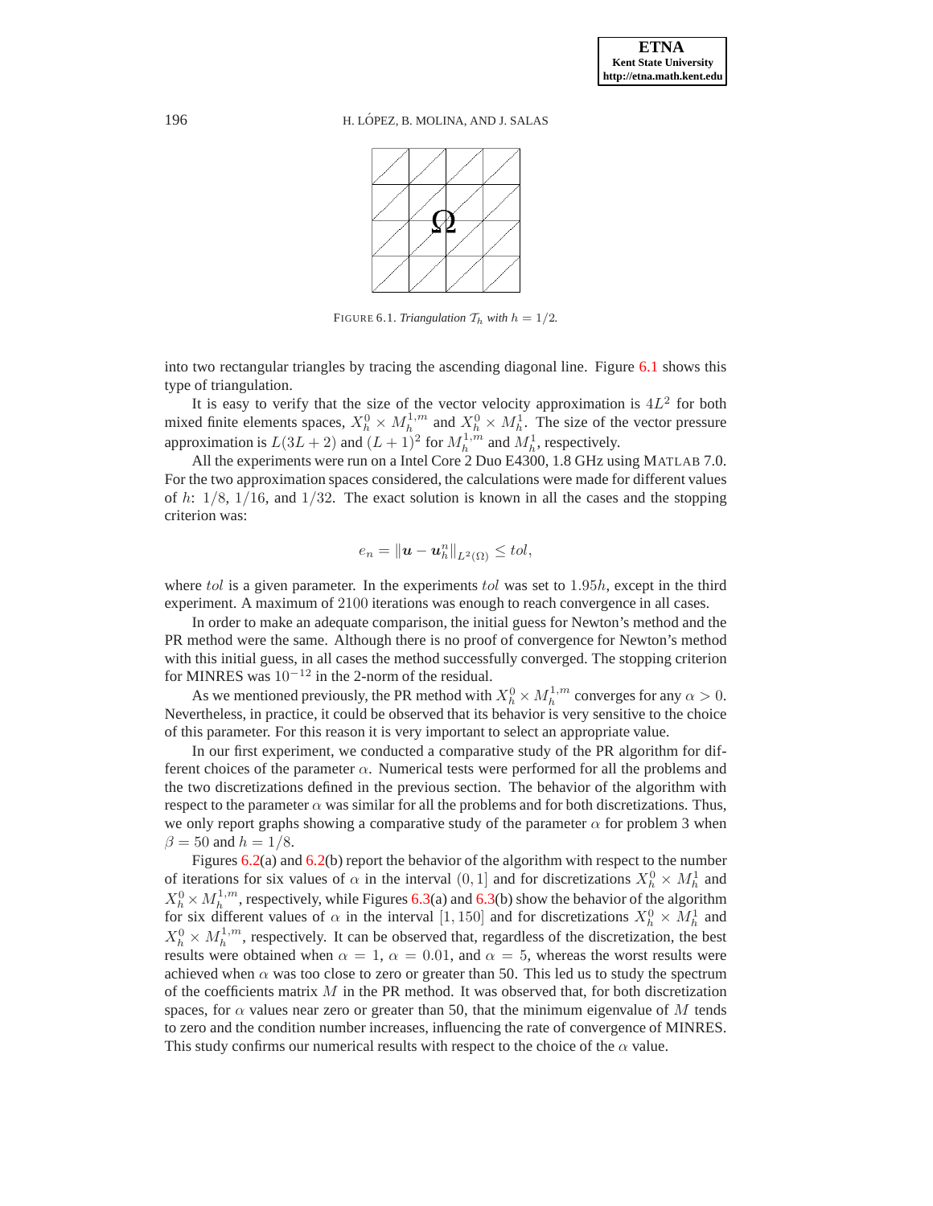FIGURE 6.1. *Triangulation $\mathcal{T}_h$ with $h = 1/2$.*

into two rectangular triangles by tracing the ascending diagonal line. Figure 6.1 shows this type of triangulation.

It is easy to verify that the size of the vector velocity approximation is $4L^2$ for both mixed finite elements spaces, $X_h^0 \times M_h^{1,m}$ and $X_h^0 \times M_h^1$. The size of the vector pressure approximation is $L(3L+2)$ and $(L+1)^2$ for $M_h^{1,m}$ and $M_h^1$, respectively.

All the experiments were run on a Intel Core 2 Duo E4300, 1.8 GHz using MATLAB 7.0. For the two approximation spaces considered, the calculations were made for different values of $h$: $1/8$, $1/16$, and $1/32$. The exact solution is known in all the cases and the stopping criterion was:

$$e_n = \|\boldsymbol{u} - \boldsymbol{u}_h^n\|_{L^2(\Omega)} \leq tol,$$

where $tol$ is a given parameter. In the experiments $tol$ was set to $1.95h$, except in the third experiment. A maximum of $2100$ iterations was enough to reach convergence in all cases.

In order to make an adequate comparison, the initial guess for Newton's method and the PR method were the same. Although there is no proof of convergence for Newton's method with this initial guess, in all cases the method successfully converged. The stopping criterion for MINRES was $10^{-12}$ in the 2-norm of the residual.

As we mentioned previously, the PR method with $X_h^0 \times M_h^{1,m}$ converges for any $\alpha > 0$. Nevertheless, in practice, it could be observed that its behavior is very sensitive to the choice of this parameter. For this reason it is very important to select an appropriate value.

In our first experiment, we conducted a comparative study of the PR algorithm for different choices of the parameter $\alpha$. Numerical tests were performed for all the problems and the two discretizations defined in the previous section. The behavior of the algorithm with respect to the parameter $\alpha$ was similar for all the problems and for both discretizations. Thus, we only report graphs showing a comparative study of the parameter $\alpha$ for problem 3 when $\beta = 50$ and $h = 1/8$.

Figures 6.2(a) and 6.2(b) report the behavior of the algorithm with respect to the number of iterations for six values of $\alpha$ in the interval $(0, 1]$ and for discretizations $X_h^0 \times M_h^1$ and $X_h^0 \times M_h^{1,m}$, respectively, while Figures 6.3(a) and 6.3(b) show the behavior of the algorithm for six different values of $\alpha$ in the interval $[1, 150]$ and for discretizations $X_h^0 \times M_h^1$ and $X_h^0 \times M_h^{1,m}$, respectively. It can be observed that, regardless of the discretization, the best results were obtained when $\alpha = 1$, $\alpha = 0.01$, and $\alpha = 5$, whereas the worst results were achieved when $\alpha$ was too close to zero or greater than 50. This led us to study the spectrum of the coefficients matrix $M$ in the PR method. It was observed that, for both discretization spaces, for $\alpha$ values near zero or greater than 50, that the minimum eigenvalue of $M$ tends to zero and the condition number increases, influencing the rate of convergence of MINRES. This study confirms our numerical results with respect to the choice of the $\alpha$ value.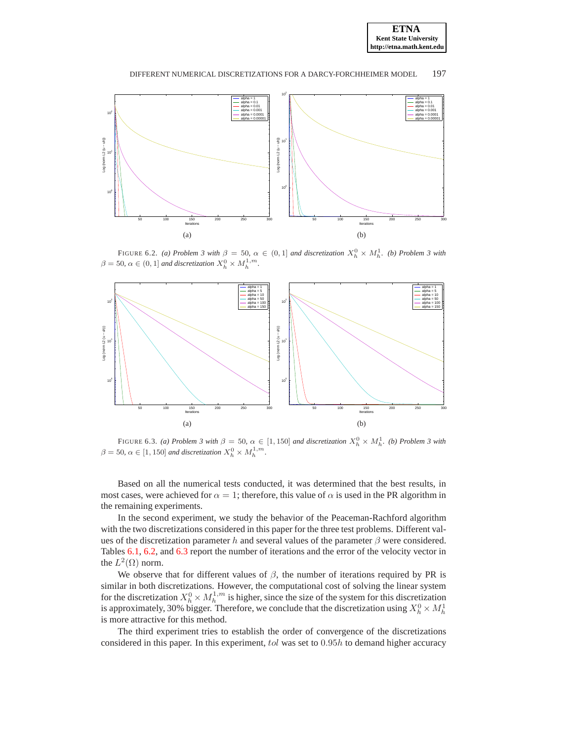FIGURE 6.2. *(a) Problem 3 with $\beta = 50$, $\alpha \in (0, 1]$ and discretization $X_h^0 \times M_h^1$. (b) Problem 3 with $\beta = 50$, $\alpha \in (0, 1]$ and discretization $X_h^0 \times M_h^{1,m}$.*

FIGURE 6.3. *(a) Problem 3 with $\beta = 50$, $\alpha \in [1, 150]$ and discretization $X_h^0 \times M_h^1$. (b) Problem 3 with $\beta = 50$, $\alpha \in [1, 150]$ and discretization $X_h^0 \times M_h^{1,m}$.*

Based on all the numerical tests conducted, it was determined that the best results, in most cases, were achieved for $\alpha = 1$; therefore, this value of $\alpha$ is used in the PR algorithm in the remaining experiments.

In the second experiment, we study the behavior of the Peaceman-Rachford algorithm with the two discretizations considered in this paper for the three test problems. Different values of the discretization parameter $h$ and several values of the parameter $\beta$ were considered. Tables 6.1, 6.2, and 6.3 report the number of iterations and the error of the velocity vector in the $L^2(\Omega)$ norm.

We observe that for different values of $\beta$, the number of iterations required by PR is similar in both discretizations. However, the computational cost of solving the linear system for the discretization $X_h^0 \times M_h^{1,m}$ is higher, since the size of the system for this discretization is approximately, 30% bigger. Therefore, we conclude that the discretization using $X_h^0 \times M_h^1$ is more attractive for this method.

The third experiment tries to establish the order of convergence of the discretizations considered in this paper. In this experiment, $tol$ was set to $0.95h$ to demand higher accuracy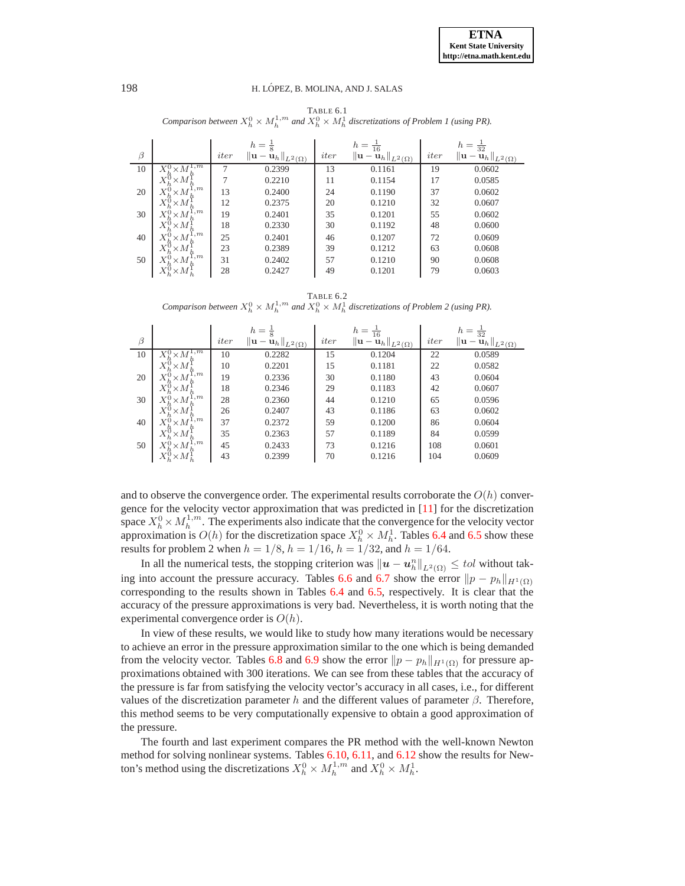TABLE 6.1
*Comparison between $X_h^0 \times M_h^{1,m}$ and $X_h^0 \times M_h^1$ discretizations of Problem 1 (using PR).*

| $\beta$ | | $iter$ | $h = \frac{1}{8}$ $\|\mathbf{u} - \mathbf{u}_h\|_{L^2(\Omega)}$ | $iter$ | $h = \frac{1}{16}$ $\|\mathbf{u} - \mathbf{u}_h\|_{L^2(\Omega)}$ | $iter$ | $h = \frac{1}{32}$ $\|\mathbf{u} - \mathbf{u}_h\|_{L^2(\Omega)}$ |
|---|---|---|---|---|---|---|---|
| 10 | $X_h^0 \times M_h^{1,m}$ | 7 | 0.2399 | 13 | 0.1161 | 19 | 0.0602 |
| | $X_h^0 \times M_h^1$ | 7 | 0.2210 | 11 | 0.1154 | 17 | 0.0585 |
| 20 | $X_h^0 \times M_h^{1,m}$ | 13 | 0.2400 | 24 | 0.1190 | 37 | 0.0602 |
| | $X_h^0 \times M_h^1$ | 12 | 0.2375 | 20 | 0.1210 | 32 | 0.0607 |
| 30 | $X_h^0 \times M_h^{1,m}$ | 19 | 0.2401 | 35 | 0.1201 | 55 | 0.0602 |
| | $X_h^0 \times M_h^1$ | 18 | 0.2330 | 30 | 0.1192 | 48 | 0.0600 |
| 40 | $X_h^0 \times M_h^{1,m}$ | 25 | 0.2401 | 46 | 0.1207 | 72 | 0.0609 |
| | $X_h^0 \times M_h^1$ | 23 | 0.2389 | 39 | 0.1212 | 63 | 0.0608 |
| 50 | $X_h^0 \times M_h^{1,m}$ | 31 | 0.2402 | 57 | 0.1210 | 90 | 0.0608 |
| | $X_h^0 \times M_h^1$ | 28 | 0.2427 | 49 | 0.1201 | 79 | 0.0603 |

TABLE 6.2
*Comparison between $X_h^0 \times M_h^{1,m}$ and $X_h^0 \times M_h^1$ discretizations of Problem 2 (using PR).*

| $\beta$ | | $iter$ | $h = \frac{1}{8}$ $\|\mathbf{u} - \mathbf{u}_h\|_{L^2(\Omega)}$ | $iter$ | $h = \frac{1}{16}$ $\|\mathbf{u} - \mathbf{u}_h\|_{L^2(\Omega)}$ | $iter$ | $h = \frac{1}{32}$ $\|\mathbf{u} - \mathbf{u}_h\|_{L^2(\Omega)}$ |
|---|---|---|---|---|---|---|---|
| 10 | $X_h^0 \times M_h^{1,m}$ | 10 | 0.2282 | 15 | 0.1204 | 22 | 0.0589 |
| | $X_h^0 \times M_h^1$ | 10 | 0.2201 | 15 | 0.1181 | 22 | 0.0582 |
| 20 | $X_h^0 \times M_h^{1,m}$ | 19 | 0.2336 | 30 | 0.1180 | 43 | 0.0604 |
| | $X_h^0 \times M_h^1$ | 18 | 0.2346 | 29 | 0.1183 | 42 | 0.0607 |
| 30 | $X_h^0 \times M_h^{1,m}$ | 28 | 0.2360 | 44 | 0.1210 | 65 | 0.0596 |
| | $X_h^0 \times M_h^1$ | 26 | 0.2407 | 43 | 0.1186 | 63 | 0.0602 |
| 40 | $X_h^0 \times M_h^{1,m}$ | 37 | 0.2372 | 59 | 0.1200 | 86 | 0.0604 |
| | $X_h^0 \times M_h^1$ | 35 | 0.2363 | 57 | 0.1189 | 84 | 0.0599 |
| 50 | $X_h^0 \times M_h^{1,m}$ | 45 | 0.2433 | 73 | 0.1216 | 108 | 0.0601 |
| | $X_h^0 \times M_h^1$ | 43 | 0.2399 | 70 | 0.1216 | 104 | 0.0609 |

and to observe the convergence order. The experimental results corroborate the $O(h)$ convergence for the velocity vector approximation that was predicted in [11] for the discretization space $X_h^0 \times M_h^{1,m}$. The experiments also indicate that the convergence for the velocity vector approximation is $O(h)$ for the discretization space $X_h^0 \times M_h^1$. Tables 6.4 and 6.5 show these results for problem 2 when $h = 1/8$, $h = 1/16$, $h = 1/32$, and $h = 1/64$.

In all the numerical tests, the stopping criterion was $\|\boldsymbol{u} - \boldsymbol{u}_h^n\|_{L^2(\Omega)} \leq tol$ without taking into account the pressure accuracy. Tables 6.6 and 6.7 show the error $\|p - p_h\|_{H^1(\Omega)}$ corresponding to the results shown in Tables 6.4 and 6.5, respectively. It is clear that the accuracy of the pressure approximations is very bad. Nevertheless, it is worth noting that the experimental convergence order is $O(h)$.

In view of these results, we would like to study how many iterations would be necessary to achieve an error in the pressure approximation similar to the one which is being demanded from the velocity vector. Tables 6.8 and 6.9 show the error $\|p - p_h\|_{H^1(\Omega)}$ for pressure approximations obtained with 300 iterations. We can see from these tables that the accuracy of the pressure is far from satisfying the velocity vector's accuracy in all cases, i.e., for different values of the discretization parameter $h$ and the different values of parameter $\beta$. Therefore, this method seems to be very computationally expensive to obtain a good approximation of the pressure.

The fourth and last experiment compares the PR method with the well-known Newton method for solving nonlinear systems. Tables 6.10, 6.11, and 6.12 show the results for Newton's method using the discretizations $X_h^0 \times M_h^{1,m}$ and $X_h^0 \times M_h^1$.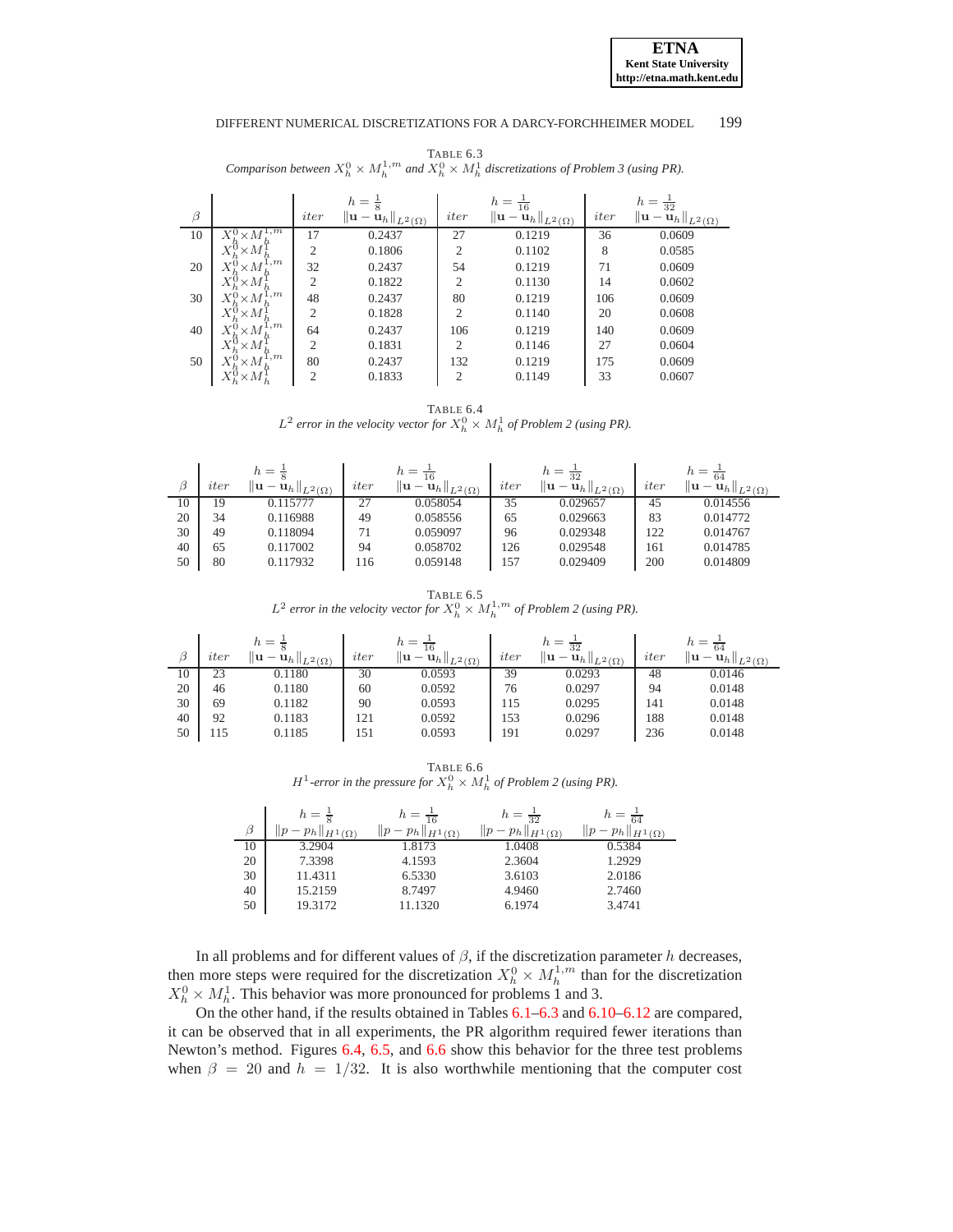TABLE 6.3
*Comparison between $X_h^0 \times M_h^{1,m}$ and $X_h^0 \times M_h^1$ discretizations of Problem 3 (using PR).*

| $\beta$ | | $h=\frac{1}{8}$ $iter$ | $\lVert\mathbf{u}-\mathbf{u}_h\rVert_{L^2(\Omega)}$ | $h=\frac{1}{16}$ $iter$ | $\lVert\mathbf{u}-\mathbf{u}_h\rVert_{L^2(\Omega)}$ | $h=\frac{1}{32}$ $iter$ | $\lVert\mathbf{u}-\mathbf{u}_h\rVert_{L^2(\Omega)}$ |
|---|---|---|---|---|---|---|---|
| 10 | $X_h^0\times M_h^{1,m}$ | 17 | 0.2437 | 27 | 0.1219 | 36 | 0.0609 |
| | $X_h^0\times M_h^1$ | 2 | 0.1806 | 2 | 0.1102 | 8 | 0.0585 |
| 20 | $X_h^0\times M_h^{1,m}$ | 32 | 0.2437 | 54 | 0.1219 | 71 | 0.0609 |
| | $X_h^0\times M_h^1$ | 2 | 0.1822 | 2 | 0.1130 | 14 | 0.0602 |
| 30 | $X_h^0\times M_h^{1,m}$ | 48 | 0.2437 | 80 | 0.1219 | 106 | 0.0609 |
| | $X_h^0\times M_h^1$ | 2 | 0.1828 | 2 | 0.1140 | 20 | 0.0608 |
| 40 | $X_h^0\times M_h^{1,m}$ | 64 | 0.2437 | 106 | 0.1219 | 140 | 0.0609 |
| | $X_h^0\times M_h^1$ | 2 | 0.1831 | 2 | 0.1146 | 27 | 0.0604 |
| 50 | $X_h^0\times M_h^{1,m}$ | 80 | 0.2437 | 132 | 0.1219 | 175 | 0.0609 |
| | $X_h^0\times M_h^1$ | 2 | 0.1833 | 2 | 0.1149 | 33 | 0.0607 |

TABLE 6.4
*$L^2$ error in the velocity vector for $X_h^0 \times M_h^1$ of Problem 2 (using PR).*

| $\beta$ | $h=\frac{1}{8}$ $iter$ | $\lVert\mathbf{u}-\mathbf{u}_h\rVert_{L^2(\Omega)}$ | $h=\frac{1}{16}$ $iter$ | $\lVert\mathbf{u}-\mathbf{u}_h\rVert_{L^2(\Omega)}$ | $h=\frac{1}{32}$ $iter$ | $\lVert\mathbf{u}-\mathbf{u}_h\rVert_{L^2(\Omega)}$ | $h=\frac{1}{64}$ $iter$ | $\lVert\mathbf{u}-\mathbf{u}_h\rVert_{L^2(\Omega)}$ |
|---|---|---|---|---|---|---|---|---|
| 10 | 19 | 0.115777 | 27 | 0.058054 | 35 | 0.029657 | 45 | 0.014556 |
| 20 | 34 | 0.116988 | 49 | 0.058556 | 65 | 0.029663 | 83 | 0.014772 |
| 30 | 49 | 0.118094 | 71 | 0.059097 | 96 | 0.029348 | 122 | 0.014767 |
| 40 | 65 | 0.117002 | 94 | 0.058702 | 126 | 0.029548 | 161 | 0.014785 |
| 50 | 80 | 0.117932 | 116 | 0.059148 | 157 | 0.029409 | 200 | 0.014809 |

TABLE 6.5
*$L^2$ error in the velocity vector for $X_h^0 \times M_h^{1,m}$ of Problem 2 (using PR).*

| $\beta$ | $h=\frac{1}{8}$ $iter$ | $\lVert\mathbf{u}-\mathbf{u}_h\rVert_{L^2(\Omega)}$ | $h=\frac{1}{16}$ $iter$ | $\lVert\mathbf{u}-\mathbf{u}_h\rVert_{L^2(\Omega)}$ | $h=\frac{1}{32}$ $iter$ | $\lVert\mathbf{u}-\mathbf{u}_h\rVert_{L^2(\Omega)}$ | $h=\frac{1}{64}$ $iter$ | $\lVert\mathbf{u}-\mathbf{u}_h\rVert_{L^2(\Omega)}$ |
|---|---|---|---|---|---|---|---|---|
| 10 | 23 | 0.1180 | 30 | 0.0593 | 39 | 0.0293 | 48 | 0.0146 |
| 20 | 46 | 0.1180 | 60 | 0.0592 | 76 | 0.0297 | 94 | 0.0148 |
| 30 | 69 | 0.1182 | 90 | 0.0593 | 115 | 0.0295 | 141 | 0.0148 |
| 40 | 92 | 0.1183 | 121 | 0.0592 | 153 | 0.0296 | 188 | 0.0148 |
| 50 | 115 | 0.1185 | 151 | 0.0593 | 191 | 0.0297 | 236 | 0.0148 |

TABLE 6.6
*$H^1$-error in the pressure for $X_h^0 \times M_h^1$ of Problem 2 (using PR).*

| $\beta$ | $h=\frac{1}{8}$ $\lVert p-p_h\rVert_{H^1(\Omega)}$ | $h=\frac{1}{16}$ $\lVert p-p_h\rVert_{H^1(\Omega)}$ | $h=\frac{1}{32}$ $\lVert p-p_h\rVert_{H^1(\Omega)}$ | $h=\frac{1}{64}$ $\lVert p-p_h\rVert_{H^1(\Omega)}$ |
|---|---|---|---|---|
| 10 | 3.2904 | 1.8173 | 1.0408 | 0.5384 |
| 20 | 7.3398 | 4.1593 | 2.3604 | 1.2929 |
| 30 | 11.4311 | 6.5330 | 3.6103 | 2.0186 |
| 40 | 15.2159 | 8.7497 | 4.9460 | 2.7460 |
| 50 | 19.3172 | 11.1320 | 6.1974 | 3.4741 |

In all problems and for different values of $\beta$, if the discretization parameter $h$ decreases, then more steps were required for the discretization $X_h^0 \times M_h^{1,m}$ than for the discretization $X_h^0 \times M_h^1$. This behavior was more pronounced for problems 1 and 3.

On the other hand, if the results obtained in Tables 6.1–6.3 and 6.10–6.12 are compared, it can be observed that in all experiments, the PR algorithm required fewer iterations than Newton's method. Figures 6.4, 6.5, and 6.6 show this behavior for the three test problems when $\beta = 20$ and $h = 1/32$. It is also worthwhile mentioning that the computer cost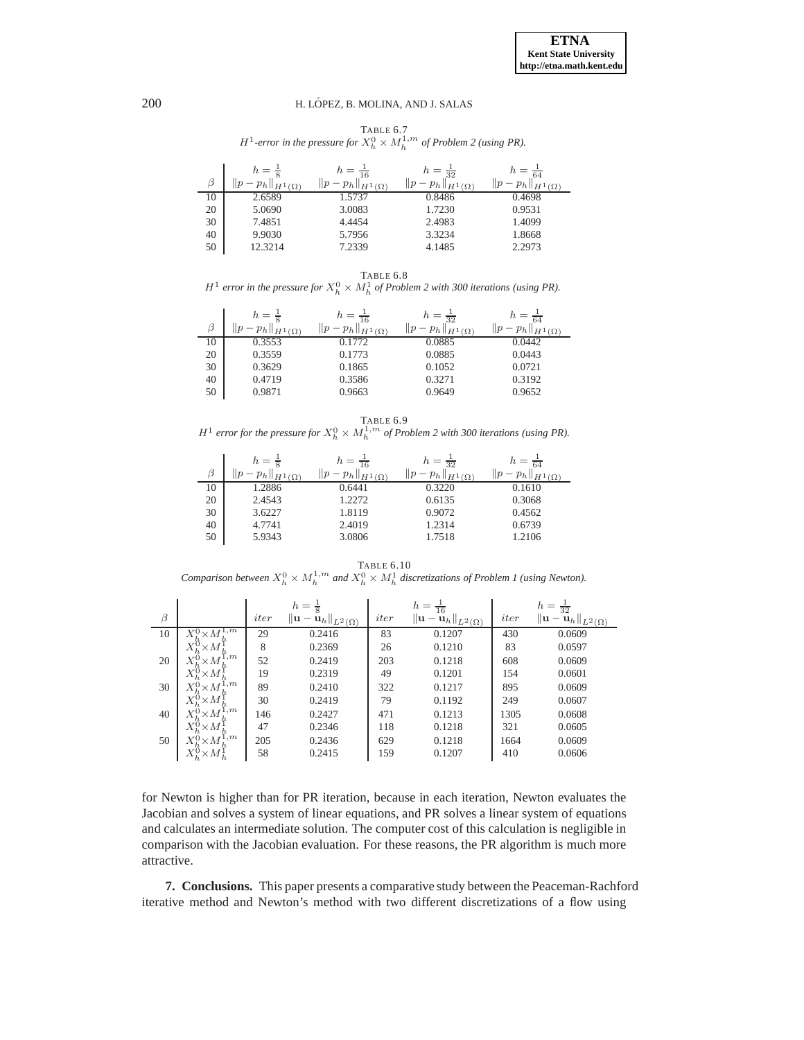TABLE 6.7
*$H^1$-error in the pressure for $X_h^0 \times M_h^{1,m}$ of Problem 2 (using PR).*

| $\beta$ | $h=\frac{1}{8}$ $\|p-p_h\|_{H^1(\Omega)}$ | $h=\frac{1}{16}$ $\|p-p_h\|_{H^1(\Omega)}$ | $h=\frac{1}{32}$ $\|p-p_h\|_{H^1(\Omega)}$ | $h=\frac{1}{64}$ $\|p-p_h\|_{H^1(\Omega)}$ |
|---|---|---|---|---|
| 10 | 2.6589 | 1.5737 | 0.8486 | 0.4698 |
| 20 | 5.0690 | 3.0083 | 1.7230 | 0.9531 |
| 30 | 7.4851 | 4.4454 | 2.4983 | 1.4099 |
| 40 | 9.9030 | 5.7956 | 3.3234 | 1.8668 |
| 50 | 12.3214 | 7.2339 | 4.1485 | 2.2973 |

TABLE 6.8
*$H^1$ error in the pressure for $X_h^0 \times M_h^1$ of Problem 2 with 300 iterations (using PR).*

| $\beta$ | $h=\frac{1}{8}$ $\|p-p_h\|_{H^1(\Omega)}$ | $h=\frac{1}{16}$ $\|p-p_h\|_{H^1(\Omega)}$ | $h=\frac{1}{32}$ $\|p-p_h\|_{H^1(\Omega)}$ | $h=\frac{1}{64}$ $\|p-p_h\|_{H^1(\Omega)}$ |
|---|---|---|---|---|
| 10 | 0.3553 | 0.1772 | 0.0885 | 0.0442 |
| 20 | 0.3559 | 0.1773 | 0.0885 | 0.0443 |
| 30 | 0.3629 | 0.1865 | 0.1052 | 0.0721 |
| 40 | 0.4719 | 0.3586 | 0.3271 | 0.3192 |
| 50 | 0.9871 | 0.9663 | 0.9649 | 0.9652 |

TABLE 6.9
*$H^1$ error for the pressure for $X_h^0 \times M_h^{1,m}$ of Problem 2 with 300 iterations (using PR).*

| $\beta$ | $h=\frac{1}{8}$ $\|p-p_h\|_{H^1(\Omega)}$ | $h=\frac{1}{16}$ $\|p-p_h\|_{H^1(\Omega)}$ | $h=\frac{1}{32}$ $\|p-p_h\|_{H^1(\Omega)}$ | $h=\frac{1}{64}$ $\|p-p_h\|_{H^1(\Omega)}$ |
|---|---|---|---|---|
| 10 | 1.2886 | 0.6441 | 0.3220 | 0.1610 |
| 20 | 2.4543 | 1.2272 | 0.6135 | 0.3068 |
| 30 | 3.6227 | 1.8119 | 0.9072 | 0.4562 |
| 40 | 4.7741 | 2.4019 | 1.2314 | 0.6739 |
| 50 | 5.9343 | 3.0806 | 1.7518 | 1.2106 |

TABLE 6.10
*Comparison between $X_h^0 \times M_h^{1,m}$ and $X_h^0 \times M_h^1$ discretizations of Problem 1 (using Newton).*

| $\beta$ | | $h=\frac{1}{8}$ $iter$ | $\|\mathbf{u}-\mathbf{u}_h\|_{L^2(\Omega)}$ | $h=\frac{1}{16}$ $iter$ | $\|\mathbf{u}-\mathbf{u}_h\|_{L^2(\Omega)}$ | $h=\frac{1}{32}$ $iter$ | $\|\mathbf{u}-\mathbf{u}_h\|_{L^2(\Omega)}$ |
|---|---|---|---|---|---|---|---|
| 10 | $X_h^0 \times M_h^{1,m}$ | 29 | 0.2416 | 83 | 0.1207 | 430 | 0.0609 |
| | $X_h^0 \times M_h^1$ | 8 | 0.2369 | 26 | 0.1210 | 83 | 0.0597 |
| 20 | $X_h^0 \times M_h^{1,m}$ | 52 | 0.2419 | 203 | 0.1218 | 608 | 0.0609 |
| | $X_h^0 \times M_h^1$ | 19 | 0.2319 | 49 | 0.1201 | 154 | 0.0601 |
| 30 | $X_h^0 \times M_h^{1,m}$ | 89 | 0.2410 | 322 | 0.1217 | 895 | 0.0609 |
| | $X_h^0 \times M_h^1$ | 30 | 0.2419 | 79 | 0.1192 | 249 | 0.0607 |
| 40 | $X_h^0 \times M_h^{1,m}$ | 146 | 0.2427 | 471 | 0.1213 | 1305 | 0.0608 |
| | $X_h^0 \times M_h^1$ | 47 | 0.2346 | 118 | 0.1218 | 321 | 0.0605 |
| 50 | $X_h^0 \times M_h^{1,m}$ | 205 | 0.2436 | 629 | 0.1218 | 1664 | 0.0609 |
| | $X_h^0 \times M_h^1$ | 58 | 0.2415 | 159 | 0.1207 | 410 | 0.0606 |

for Newton is higher than for PR iteration, because in each iteration, Newton evaluates the Jacobian and solves a system of linear equations, and PR solves a linear system of equations and calculates an intermediate solution. The computer cost of this calculation is negligible in comparison with the Jacobian evaluation. For these reasons, the PR algorithm is much more attractive.

**7. Conclusions.** This paper presents a comparative study between the Peaceman-Rachford iterative method and Newton's method with two different discretizations of a flow using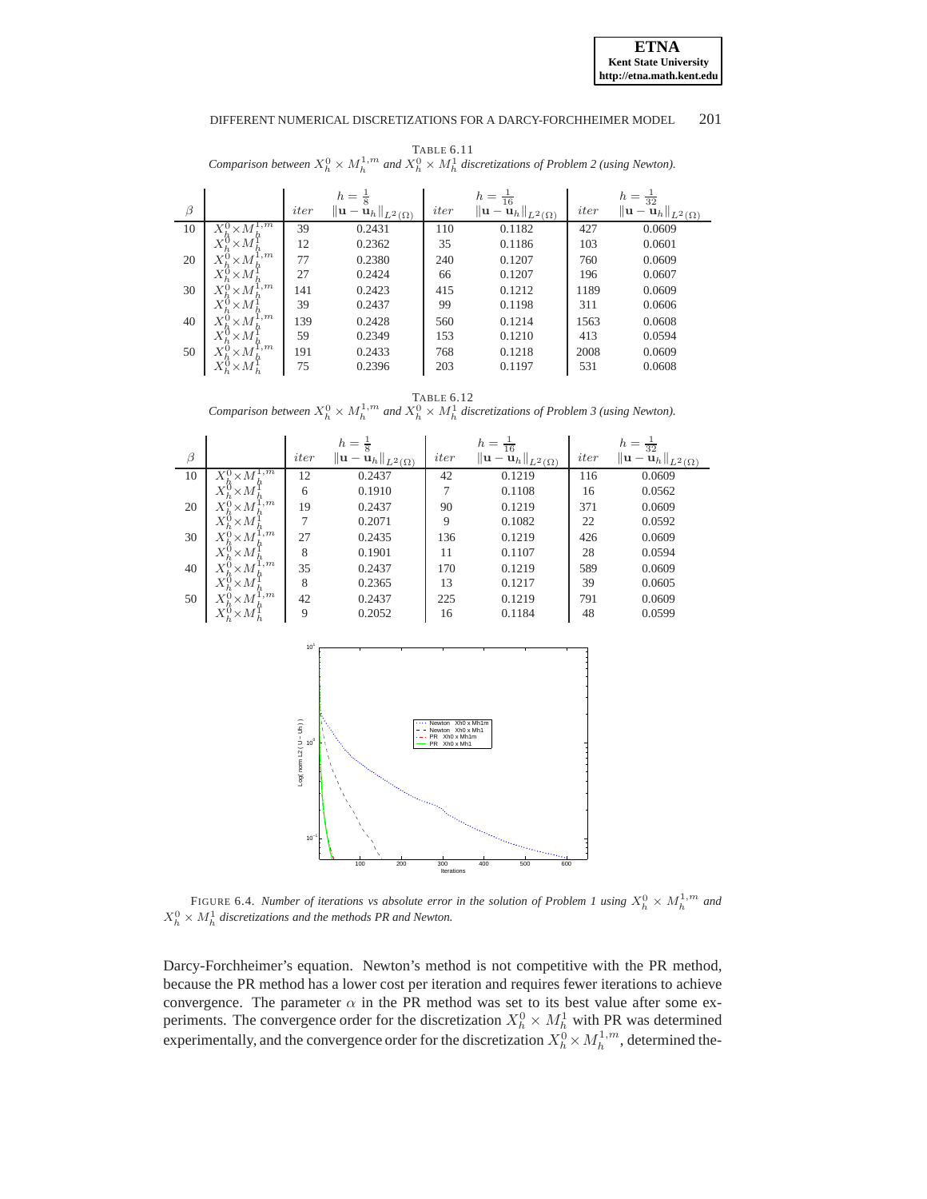TABLE 6.11
*Comparison between $X_h^0 \times M_h^{1,m}$ and $X_h^0 \times M_h^1$ discretizations of Problem 2 (using Newton).*

| $\beta$ | | $h=\frac{1}{8}$ | | $h=\frac{1}{16}$ | | $h=\frac{1}{32}$ | |
|---|---|---|---|---|---|---|---|
| | | $iter$ | $\Vert\mathbf{u}-\mathbf{u}_h\Vert_{L^2(\Omega)}$ | $iter$ | $\Vert\mathbf{u}-\mathbf{u}_h\Vert_{L^2(\Omega)}$ | $iter$ | $\Vert\mathbf{u}-\mathbf{u}_h\Vert_{L^2(\Omega)}$ |
| 10 | $X_h^0 \times M_h^{1,m}$ | 39 | 0.2431 | 110 | 0.1182 | 427 | 0.0609 |
| | $X_h^0 \times M_h^1$ | 12 | 0.2362 | 35 | 0.1186 | 103 | 0.0601 |
| 20 | $X_h^0 \times M_h^{1,m}$ | 77 | 0.2380 | 240 | 0.1207 | 760 | 0.0609 |
| | $X_h^0 \times M_h^1$ | 27 | 0.2424 | 66 | 0.1207 | 196 | 0.0607 |
| 30 | $X_h^0 \times M_h^{1,m}$ | 141 | 0.2423 | 415 | 0.1212 | 1189 | 0.0609 |
| | $X_h^0 \times M_h^1$ | 39 | 0.2437 | 99 | 0.1198 | 311 | 0.0606 |
| 40 | $X_h^0 \times M_h^{1,m}$ | 139 | 0.2428 | 560 | 0.1214 | 1563 | 0.0608 |
| | $X_h^0 \times M_h^1$ | 59 | 0.2349 | 153 | 0.1210 | 413 | 0.0594 |
| 50 | $X_h^0 \times M_h^{1,m}$ | 191 | 0.2433 | 768 | 0.1218 | 2008 | 0.0609 |
| | $X_h^0 \times M_h^1$ | 75 | 0.2396 | 203 | 0.1197 | 531 | 0.0608 |

TABLE 6.12
*Comparison between $X_h^0 \times M_h^{1,m}$ and $X_h^0 \times M_h^1$ discretizations of Problem 3 (using Newton).*

| $\beta$ | | $h=\frac{1}{8}$ | | $h=\frac{1}{16}$ | | $h=\frac{1}{32}$ | |
|---|---|---|---|---|---|---|---|
| | | $iter$ | $\Vert\mathbf{u}-\mathbf{u}_h\Vert_{L^2(\Omega)}$ | $iter$ | $\Vert\mathbf{u}-\mathbf{u}_h\Vert_{L^2(\Omega)}$ | $iter$ | $\Vert\mathbf{u}-\mathbf{u}_h\Vert_{L^2(\Omega)}$ |
| 10 | $X_h^0 \times M_h^{1,m}$ | 12 | 0.2437 | 42 | 0.1219 | 116 | 0.0609 |
| | $X_h^0 \times M_h^1$ | 6 | 0.1910 | 7 | 0.1108 | 16 | 0.0562 |
| 20 | $X_h^0 \times M_h^{1,m}$ | 19 | 0.2437 | 90 | 0.1219 | 371 | 0.0609 |
| | $X_h^0 \times M_h^1$ | 7 | 0.2071 | 9 | 0.1082 | 22 | 0.0592 |
| 30 | $X_h^0 \times M_h^{1,m}$ | 27 | 0.2435 | 136 | 0.1219 | 426 | 0.0609 |
| | $X_h^0 \times M_h^1$ | 8 | 0.1901 | 11 | 0.1107 | 28 | 0.0594 |
| 40 | $X_h^0 \times M_h^{1,m}$ | 35 | 0.2437 | 170 | 0.1219 | 589 | 0.0609 |
| | $X_h^0 \times M_h^1$ | 8 | 0.2365 | 13 | 0.1217 | 39 | 0.0605 |
| 50 | $X_h^0 \times M_h^{1,m}$ | 42 | 0.2437 | 225 | 0.1219 | 791 | 0.0609 |
| | $X_h^0 \times M_h^1$ | 9 | 0.2052 | 16 | 0.1184 | 48 | 0.0599 |

FIGURE 6.4. *Number of iterations vs absolute error in the solution of Problem 1 using $X_h^0 \times M_h^{1,m}$ and $X_h^0 \times M_h^1$ discretizations and the methods PR and Newton.*

Darcy-Forchheimer's equation. Newton's method is not competitive with the PR method, because the PR method has a lower cost per iteration and requires fewer iterations to achieve convergence. The parameter $\alpha$ in the PR method was set to its best value after some experiments. The convergence order for the discretization $X_h^0 \times M_h^1$ with PR was determined experimentally, and the convergence order for the discretization $X_h^0 \times M_h^{1,m}$, determined the-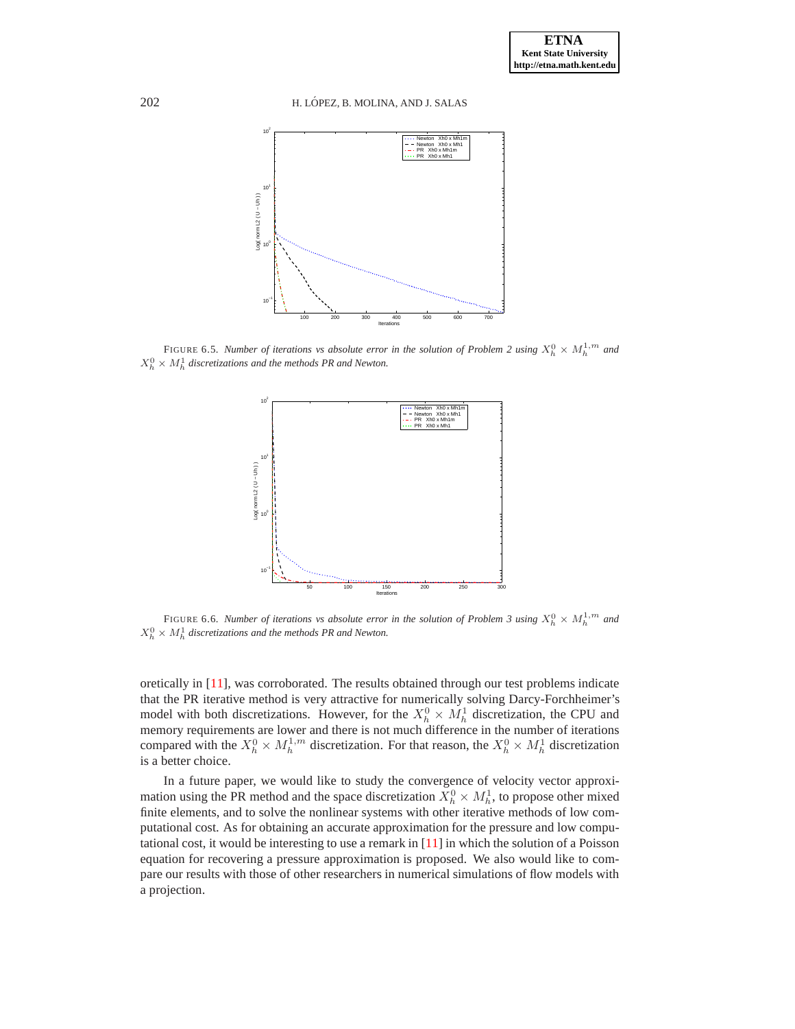FIGURE 6.5. *Number of iterations vs absolute error in the solution of Problem 2 using $X_h^0 \times M_h^{1,m}$ and $X_h^0 \times M_h^1$ discretizations and the methods PR and Newton.*

FIGURE 6.6. *Number of iterations vs absolute error in the solution of Problem 3 using $X_h^0 \times M_h^{1,m}$ and $X_h^0 \times M_h^1$ discretizations and the methods PR and Newton.*

oretically in [11], was corroborated. The results obtained through our test problems indicate that the PR iterative method is very attractive for numerically solving Darcy-Forchheimer's model with both discretizations. However, for the $X_h^0 \times M_h^1$ discretization, the CPU and memory requirements are lower and there is not much difference in the number of iterations compared with the $X_h^0 \times M_h^{1,m}$ discretization. For that reason, the $X_h^0 \times M_h^1$ discretization is a better choice.

In a future paper, we would like to study the convergence of velocity vector approximation using the PR method and the space discretization $X_h^0 \times M_h^1$, to propose other mixed finite elements, and to solve the nonlinear systems with other iterative methods of low computational cost. As for obtaining an accurate approximation for the pressure and low computational cost, it would be interesting to use a remark in [11] in which the solution of a Poisson equation for recovering a pressure approximation is proposed. We also would like to compare our results with those of other researchers in numerical simulations of flow models with a projection.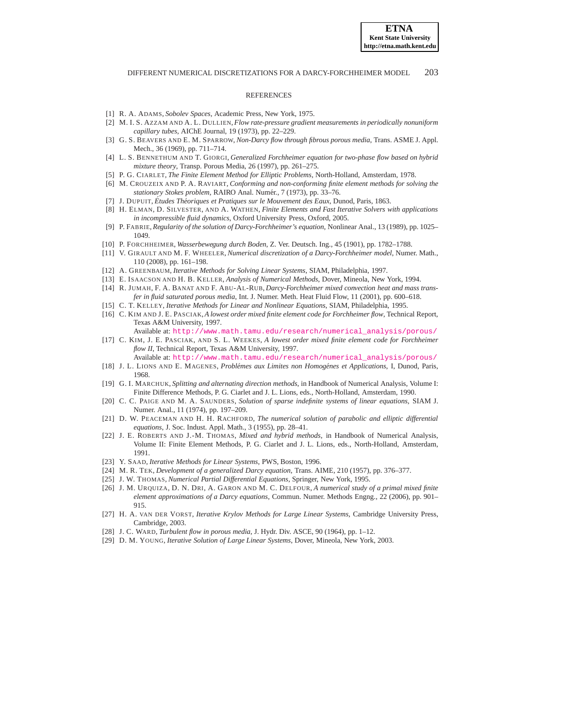## REFERENCES

[1] R. A. Adams, *Sobolev Spaces*, Academic Press, New York, 1975.

[2] M. I. S. Azzam and A. L. Dullien, *Flow rate-pressure gradient measurements in periodically nonuniform capillary tubes*, AIChE Journal, 19 (1973), pp. 22–229.

[3] G. S. Beavers and E. M. Sparrow, *Non-Darcy flow through fibrous porous media*, Trans. ASME J. Appl. Mech., 36 (1969), pp. 711–714.

[4] L. S. Bennethum and T. Giorgi, *Generalized Forchheimer equation for two-phase flow based on hybrid mixture theory*, Transp. Porous Media, 26 (1997), pp. 261–275.

[5] P. G. Ciarlet, *The Finite Element Method for Elliptic Problems*, North-Holland, Amsterdam, 1978.

[6] M. Crouzeix and P. A. Raviart, *Conforming and non-conforming finite element methods for solving the stationary Stokes problem*, RAIRO Anal. Numér., 7 (1973), pp. 33–76.

[7] J. Dupuit, *Études Théoriques et Pratiques sur le Mouvement des Eaux*, Dunod, Paris, 1863.

[8] H. Elman, D. Silvester, and A. Wathen, *Finite Elements and Fast Iterative Solvers with applications in incompressible fluid dynamics*, Oxford University Press, Oxford, 2005.

[9] P. Fabrie, *Regularity of the solution of Darcy-Forchheimer's equation*, Nonlinear Anal., 13 (1989), pp. 1025–1049.

[10] P. Forchheimer, *Wasserbewegung durch Boden*, Z. Ver. Deutsch. Ing., 45 (1901), pp. 1782–1788.

[11] V. Girault and M. F. Wheeler, *Numerical discretization of a Darcy-Forchheimer model*, Numer. Math., 110 (2008), pp. 161–198.

[12] A. Greenbaum, *Iterative Methods for Solving Linear Systems*, SIAM, Philadelphia, 1997.

[13] E. Isaacson and H. B. Keller, *Analysis of Numerical Methods*, Dover, Mineola, New York, 1994.

[14] R. Jumah, F. A. Banat and F. Abu-Al-Rub, *Darcy-Forchheimer mixed convection heat and mass transfer in fluid saturated porous media*, Int. J. Numer. Meth. Heat Fluid Flow, 11 (2001), pp. 600–618.

[15] C. T. Kelley, *Iterative Methods for Linear and Nonlinear Equations*, SIAM, Philadelphia, 1995.

[16] C. Kim and J. E. Pasciak, *A lowest order mixed finite element code for Forchheimer flow*, Technical Report, Texas A&M University, 1997.
Available at: http://www.math.tamu.edu/research/numerical_analysis/porous/

[17] C. Kim, J. E. Pasciak, and S. L. Weekes, *A lowest order mixed finite element code for Forchheimer flow II*, Technical Report, Texas A&M University, 1997.
Available at: http://www.math.tamu.edu/research/numerical_analysis/porous/

[18] J. L. Lions and E. Magenes, *Problémes aux Limites non Homogénes et Applications*, I, Dunod, Paris, 1968.

[19] G. I. Marchuk, *Splitting and alternating direction methods*, in Handbook of Numerical Analysis, Volume I: Finite Difference Methods, P. G. Ciarlet and J. L. Lions, eds., North-Holland, Amsterdam, 1990.

[20] C. C. Paige and M. A. Saunders, *Solution of sparse indefinite systems of linear equations*, SIAM J. Numer. Anal., 11 (1974), pp. 197–209.

[21] D. W. Peaceman and H. H. Rachford, *The numerical solution of parabolic and elliptic differential equations*, J. Soc. Indust. Appl. Math., 3 (1955), pp. 28–41.

[22] J. E. Roberts and J.-M. Thomas, *Mixed and hybrid methods*, in Handbook of Numerical Analysis, Volume II: Finite Element Methods, P. G. Ciarlet and J. L. Lions, eds., North-Holland, Amsterdam, 1991.

[23] Y. Saad, *Iterative Methods for Linear Systems*, PWS, Boston, 1996.

[24] M. R. Tek, *Development of a generalized Darcy equation*, Trans. AIME, 210 (1957), pp. 376–377.

[25] J. W. Thomas, *Numerical Partial Differential Equations*, Springer, New York, 1995.

[26] J. M. Urquiza, D. N. Dri, A. Garon and M. C. Delfour, *A numerical study of a primal mixed finite element approximations of a Darcy equations*, Commun. Numer. Methods Engng., 22 (2006), pp. 901–915.

[27] H. A. van der Vorst, *Iterative Krylov Methods for Large Linear Systems*, Cambridge University Press, Cambridge, 2003.

[28] J. C. Ward, *Turbulent flow in porous media*, J. Hydr. Div. ASCE, 90 (1964), pp. 1–12.

[29] D. M. Young, *Iterative Solution of Large Linear Systems*, Dover, Mineola, New York, 2003.